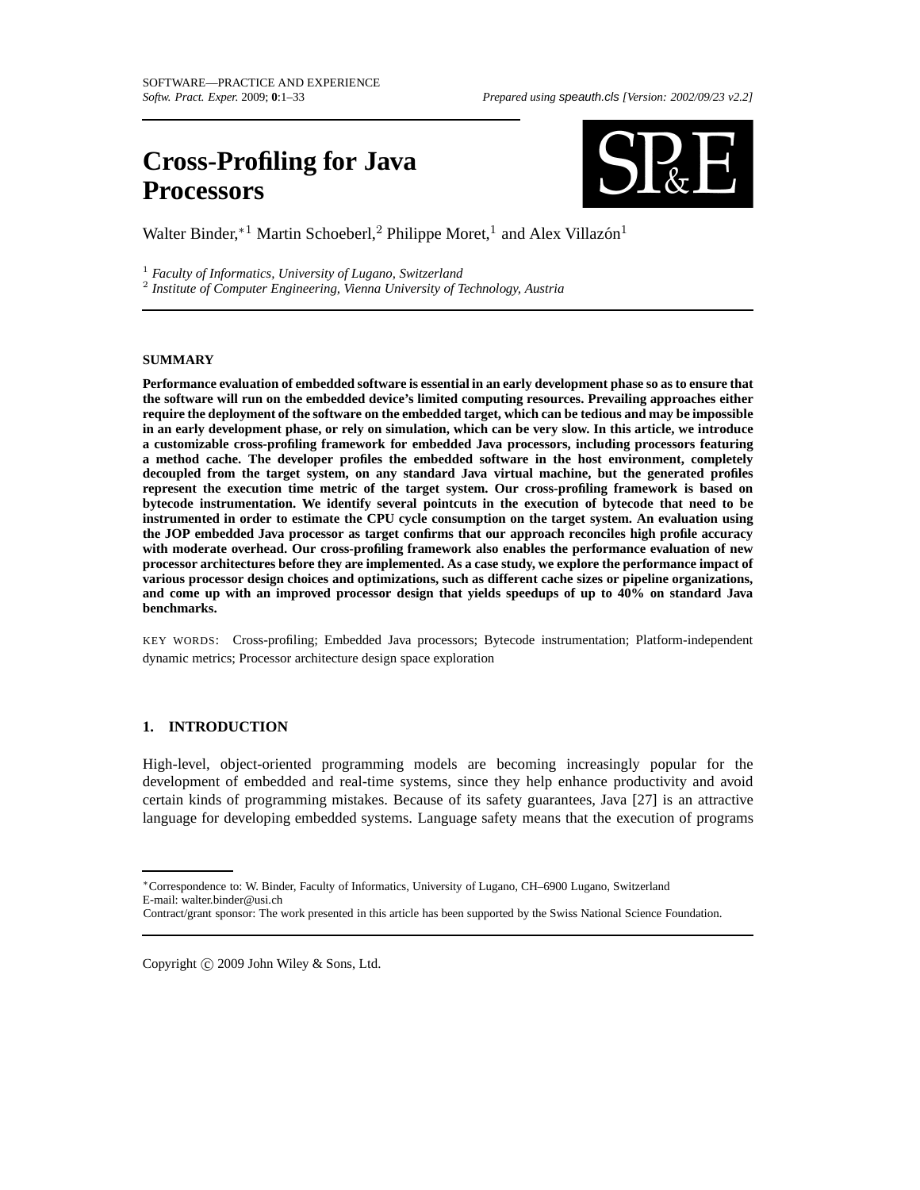# Cross-Profiling for Java Processors

Walter Binder,*[1] Martin Schoeberl,[2] Philippe Moret,[1] and Alex Villazón[1]

[1] *Faculty of Informatics, University of Lugano, Switzerland*
[2] *Institute of Computer Engineering, Vienna University of Technology, Austria*

## SUMMARY

**Performance evaluation of embedded software is essential in an early development phase so as to ensure that the software will run on the embedded device's limited computing resources. Prevailing approaches either require the deployment of the software on the embedded target, which can be tedious and may be impossible in an early development phase, or rely on simulation, which can be very slow. In this article, we introduce a customizable cross-profiling framework for embedded Java processors, including processors featuring a method cache. The developer profiles the embedded software in the host environment, completely decoupled from the target system, on any standard Java virtual machine, but the generated profiles represent the execution time metric of the target system. Our cross-profiling framework is based on bytecode instrumentation. We identify several pointcuts in the execution of bytecode that need to be instrumented in order to estimate the CPU cycle consumption on the target system. An evaluation using the JOP embedded Java processor as target confirms that our approach reconciles high profile accuracy with moderate overhead. Our cross-profiling framework also enables the performance evaluation of new processor architectures before they are implemented. As a case study, we explore the performance impact of various processor design choices and optimizations, such as different cache sizes or pipeline organizations, and come up with an improved processor design that yields speedups of up to 40% on standard Java benchmarks.**

KEY WORDS: Cross-profiling; Embedded Java processors; Bytecode instrumentation; Platform-independent dynamic metrics; Processor architecture design space exploration

## 1. INTRODUCTION

High-level, object-oriented programming models are becoming increasingly popular for the development of embedded and real-time systems, since they help enhance productivity and avoid certain kinds of programming mistakes. Because of its safety guarantees, Java [27] is an attractive language for developing embedded systems. Language safety means that the execution of programs

*Correspondence to: W. Binder, Faculty of Informatics, University of Lugano, CH–6900 Lugano, Switzerland
E-mail: walter.binder@usi.ch
Contract/grant sponsor: The work presented in this article has been supported by the Swiss National Science Foundation.

Copyright © 2009 John Wiley & Sons, Ltd.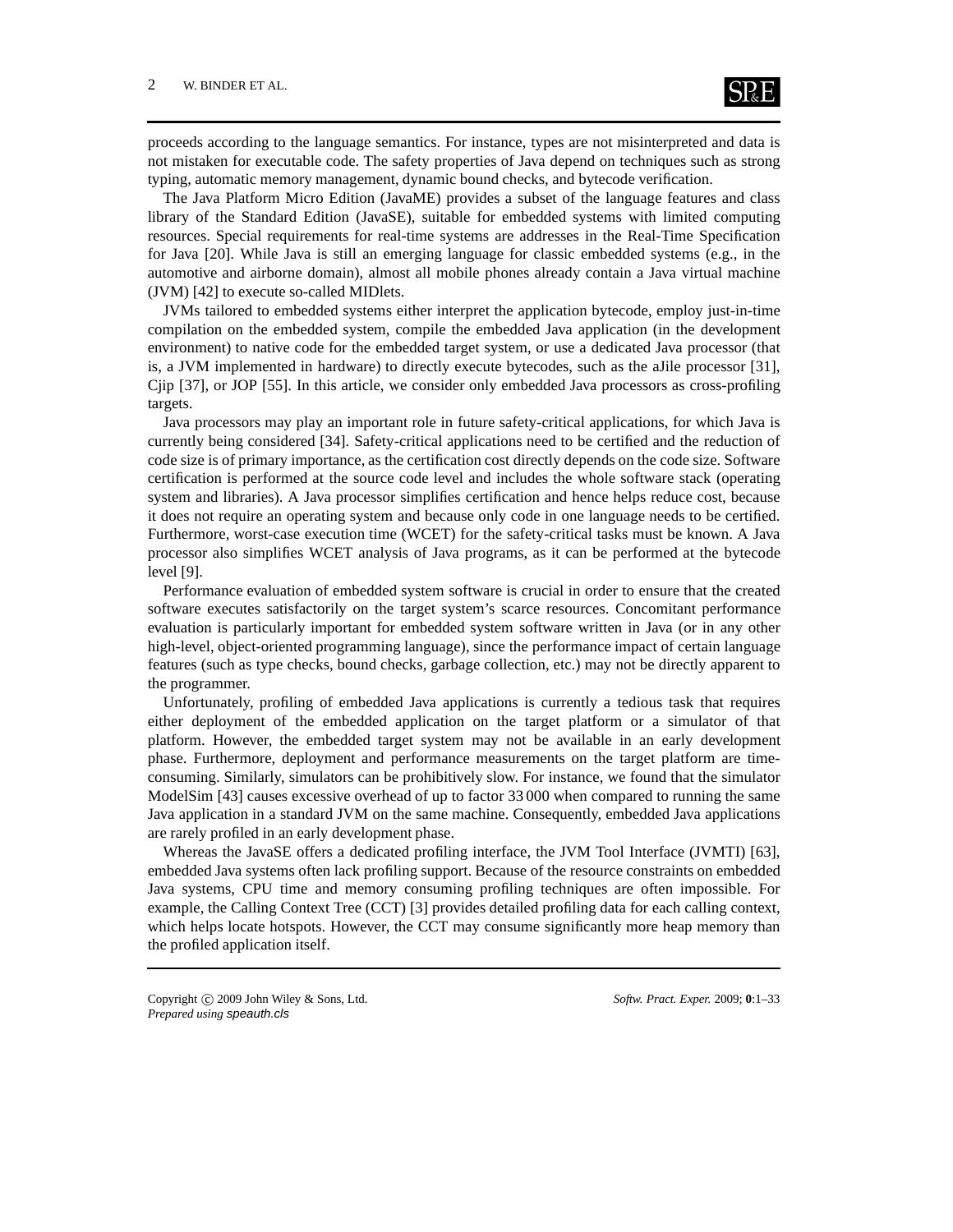proceeds according to the language semantics. For instance, types are not misinterpreted and data is not mistaken for executable code. The safety properties of Java depend on techniques such as strong typing, automatic memory management, dynamic bound checks, and bytecode verification.

The Java Platform Micro Edition (JavaME) provides a subset of the language features and class library of the Standard Edition (JavaSE), suitable for embedded systems with limited computing resources. Special requirements for real-time systems are addresses in the Real-Time Specification for Java [20]. While Java is still an emerging language for classic embedded systems (e.g., in the automotive and airborne domain), almost all mobile phones already contain a Java virtual machine (JVM) [42] to execute so-called MIDlets.

JVMs tailored to embedded systems either interpret the application bytecode, employ just-in-time compilation on the embedded system, compile the embedded Java application (in the development environment) to native code for the embedded target system, or use a dedicated Java processor (that is, a JVM implemented in hardware) to directly execute bytecodes, such as the aJile processor [31], Cjip [37], or JOP [55]. In this article, we consider only embedded Java processors as cross-profiling targets.

Java processors may play an important role in future safety-critical applications, for which Java is currently being considered [34]. Safety-critical applications need to be certified and the reduction of code size is of primary importance, as the certification cost directly depends on the code size. Software certification is performed at the source code level and includes the whole software stack (operating system and libraries). A Java processor simplifies certification and hence helps reduce cost, because it does not require an operating system and because only code in one language needs to be certified. Furthermore, worst-case execution time (WCET) for the safety-critical tasks must be known. A Java processor also simplifies WCET analysis of Java programs, as it can be performed at the bytecode level [9].

Performance evaluation of embedded system software is crucial in order to ensure that the created software executes satisfactorily on the target system's scarce resources. Concomitant performance evaluation is particularly important for embedded system software written in Java (or in any other high-level, object-oriented programming language), since the performance impact of certain language features (such as type checks, bound checks, garbage collection, etc.) may not be directly apparent to the programmer.

Unfortunately, profiling of embedded Java applications is currently a tedious task that requires either deployment of the embedded application on the target platform or a simulator of that platform. However, the embedded target system may not be available in an early development phase. Furthermore, deployment and performance measurements on the target platform are time-consuming. Similarly, simulators can be prohibitively slow. For instance, we found that the simulator ModelSim [43] causes excessive overhead of up to factor 33 000 when compared to running the same Java application in a standard JVM on the same machine. Consequently, embedded Java applications are rarely profiled in an early development phase.

Whereas the JavaSE offers a dedicated profiling interface, the JVM Tool Interface (JVMTI) [63], embedded Java systems often lack profiling support. Because of the resource constraints on embedded Java systems, CPU time and memory consuming profiling techniques are often impossible. For example, the Calling Context Tree (CCT) [3] provides detailed profiling data for each calling context, which helps locate hotspots. However, the CCT may consume significantly more heap memory than the profiled application itself.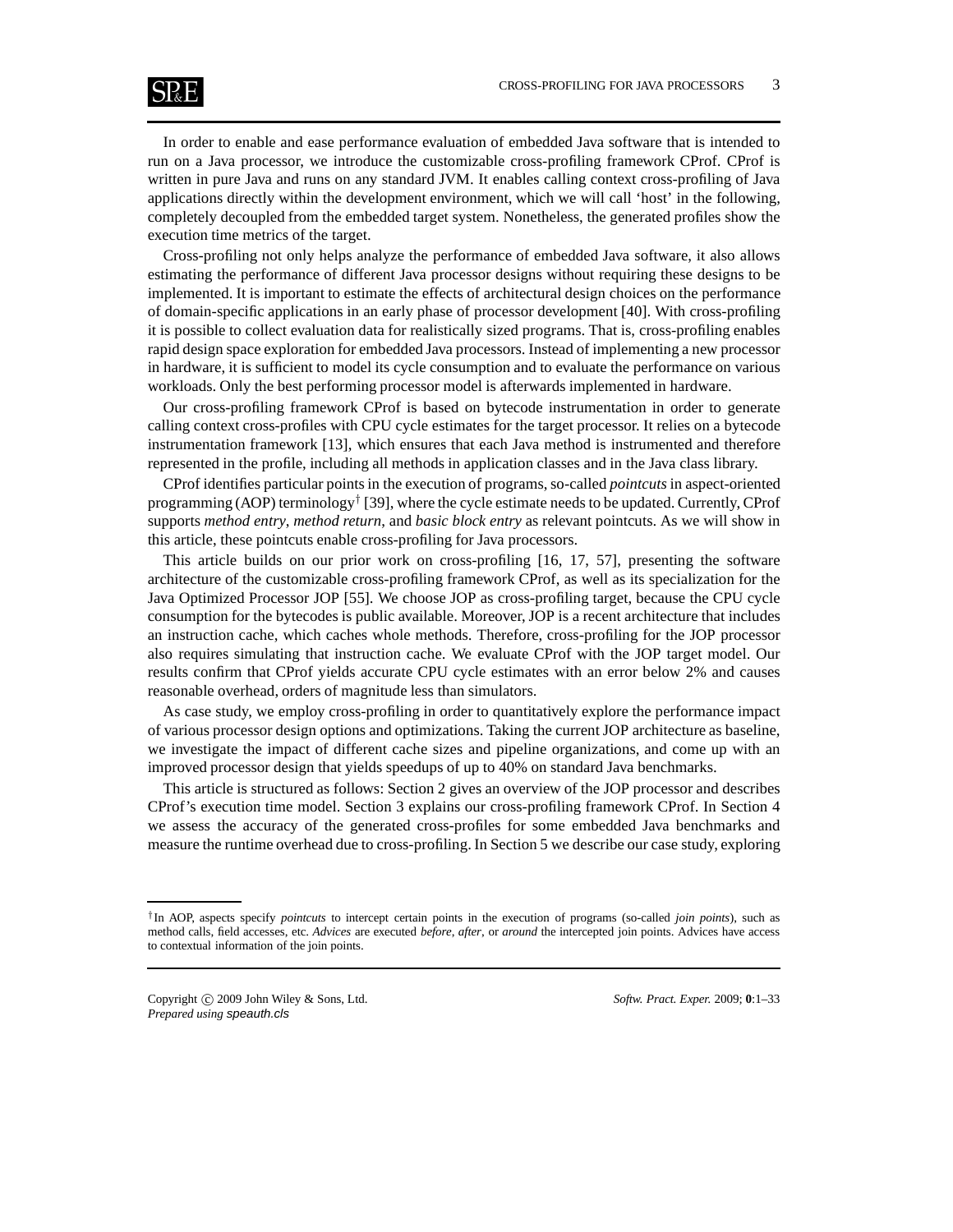In order to enable and ease performance evaluation of embedded Java software that is intended to run on a Java processor, we introduce the customizable cross-profiling framework CProf. CProf is written in pure Java and runs on any standard JVM. It enables calling context cross-profiling of Java applications directly within the development environment, which we will call 'host' in the following, completely decoupled from the embedded target system. Nonetheless, the generated profiles show the execution time metrics of the target.

Cross-profiling not only helps analyze the performance of embedded Java software, it also allows estimating the performance of different Java processor designs without requiring these designs to be implemented. It is important to estimate the effects of architectural design choices on the performance of domain-specific applications in an early phase of processor development [40]. With cross-profiling it is possible to collect evaluation data for realistically sized programs. That is, cross-profiling enables rapid design space exploration for embedded Java processors. Instead of implementing a new processor in hardware, it is sufficient to model its cycle consumption and to evaluate the performance on various workloads. Only the best performing processor model is afterwards implemented in hardware.

Our cross-profiling framework CProf is based on bytecode instrumentation in order to generate calling context cross-profiles with CPU cycle estimates for the target processor. It relies on a bytecode instrumentation framework [13], which ensures that each Java method is instrumented and therefore represented in the profile, including all methods in application classes and in the Java class library.

CProf identifies particular points in the execution of programs, so-called *pointcuts* in aspect-oriented programming (AOP) terminology[†] [39], where the cycle estimate needs to be updated. Currently, CProf supports *method entry*, *method return*, and *basic block entry* as relevant pointcuts. As we will show in this article, these pointcuts enable cross-profiling for Java processors.

This article builds on our prior work on cross-profiling [16, 17, 57], presenting the software architecture of the customizable cross-profiling framework CProf, as well as its specialization for the Java Optimized Processor JOP [55]. We choose JOP as cross-profiling target, because the CPU cycle consumption for the bytecodes is public available. Moreover, JOP is a recent architecture that includes an instruction cache, which caches whole methods. Therefore, cross-profiling for the JOP processor also requires simulating that instruction cache. We evaluate CProf with the JOP target model. Our results confirm that CProf yields accurate CPU cycle estimates with an error below 2% and causes reasonable overhead, orders of magnitude less than simulators.

As case study, we employ cross-profiling in order to quantitatively explore the performance impact of various processor design options and optimizations. Taking the current JOP architecture as baseline, we investigate the impact of different cache sizes and pipeline organizations, and come up with an improved processor design that yields speedups of up to 40% on standard Java benchmarks.

This article is structured as follows: Section 2 gives an overview of the JOP processor and describes CProf's execution time model. Section 3 explains our cross-profiling framework CProf. In Section 4 we assess the accuracy of the generated cross-profiles for some embedded Java benchmarks and measure the runtime overhead due to cross-profiling. In Section 5 we describe our case study, exploring

[†]In AOP, aspects specify *pointcuts* to intercept certain points in the execution of programs (so-called *join points*), such as method calls, field accesses, etc. *Advices* are executed *before*, *after*, or *around* the intercepted join points. Advices have access to contextual information of the join points.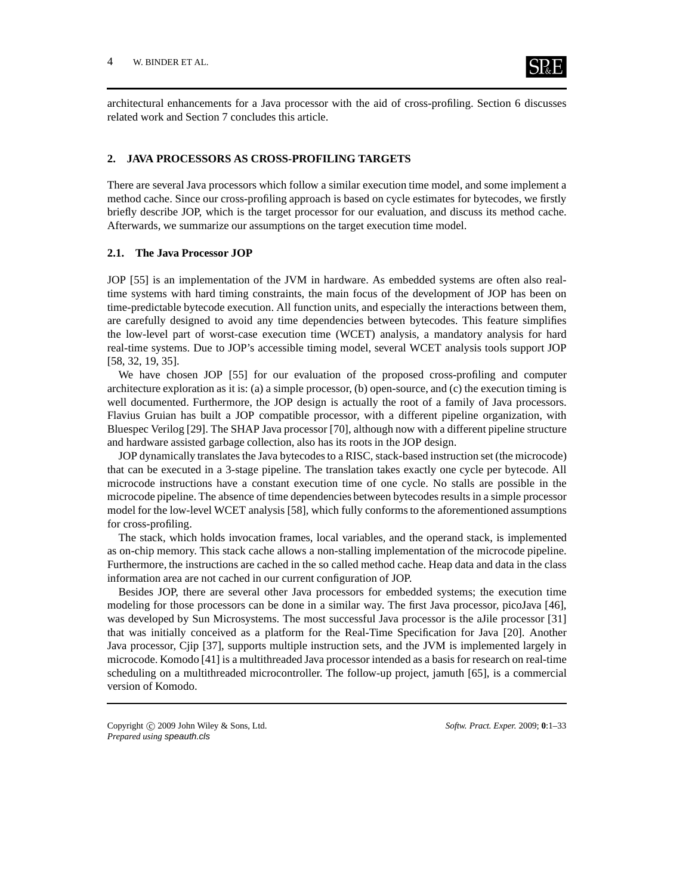architectural enhancements for a Java processor with the aid of cross-profiling. Section 6 discusses related work and Section 7 concludes this article.

## 2. JAVA PROCESSORS AS CROSS-PROFILING TARGETS

There are several Java processors which follow a similar execution time model, and some implement a method cache. Since our cross-profiling approach is based on cycle estimates for bytecodes, we firstly briefly describe JOP, which is the target processor for our evaluation, and discuss its method cache. Afterwards, we summarize our assumptions on the target execution time model.

### 2.1. The Java Processor JOP

JOP [55] is an implementation of the JVM in hardware. As embedded systems are often also real-time systems with hard timing constraints, the main focus of the development of JOP has been on time-predictable bytecode execution. All function units, and especially the interactions between them, are carefully designed to avoid any time dependencies between bytecodes. This feature simplifies the low-level part of worst-case execution time (WCET) analysis, a mandatory analysis for hard real-time systems. Due to JOP's accessible timing model, several WCET analysis tools support JOP [58, 32, 19, 35].

We have chosen JOP [55] for our evaluation of the proposed cross-profiling and computer architecture exploration as it is: (a) a simple processor, (b) open-source, and (c) the execution timing is well documented. Furthermore, the JOP design is actually the root of a family of Java processors. Flavius Gruian has built a JOP compatible processor, with a different pipeline organization, with Bluespec Verilog [29]. The SHAP Java processor [70], although now with a different pipeline structure and hardware assisted garbage collection, also has its roots in the JOP design.

JOP dynamically translates the Java bytecodes to a RISC, stack-based instruction set (the microcode) that can be executed in a 3-stage pipeline. The translation takes exactly one cycle per bytecode. All microcode instructions have a constant execution time of one cycle. No stalls are possible in the microcode pipeline. The absence of time dependencies between bytecodes results in a simple processor model for the low-level WCET analysis [58], which fully conforms to the aforementioned assumptions for cross-profiling.

The stack, which holds invocation frames, local variables, and the operand stack, is implemented as on-chip memory. This stack cache allows a non-stalling implementation of the microcode pipeline. Furthermore, the instructions are cached in the so called method cache. Heap data and data in the class information area are not cached in our current configuration of JOP.

Besides JOP, there are several other Java processors for embedded systems; the execution time modeling for those processors can be done in a similar way. The first Java processor, picoJava [46], was developed by Sun Microsystems. The most successful Java processor is the aJile processor [31] that was initially conceived as a platform for the Real-Time Specification for Java [20]. Another Java processor, Cjip [37], supports multiple instruction sets, and the JVM is implemented largely in microcode. Komodo [41] is a multithreaded Java processor intended as a basis for research on real-time scheduling on a multithreaded microcontroller. The follow-up project, jamuth [65], is a commercial version of Komodo.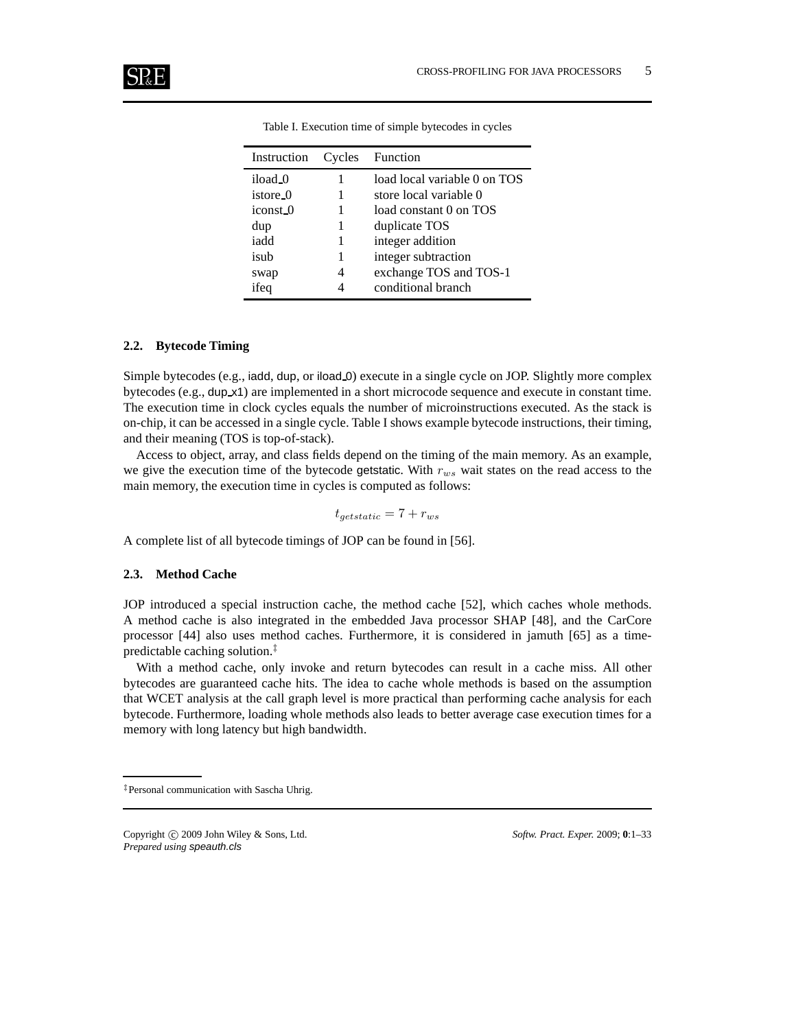Table I. Execution time of simple bytecodes in cycles

| Instruction | Cycles | Function |
|---|---|---|
| iload_0 | 1 | load local variable 0 on TOS |
| istore_0 | 1 | store local variable 0 |
| iconst_0 | 1 | load constant 0 on TOS |
| dup | 1 | duplicate TOS |
| iadd | 1 | integer addition |
| isub | 1 | integer subtraction |
| swap | 4 | exchange TOS and TOS-1 |
| ifeq | 4 | conditional branch |

### 2.2. Bytecode Timing

Simple bytecodes (e.g., iadd, dup, or iload_0) execute in a single cycle on JOP. Slightly more complex bytecodes (e.g., dup_x1) are implemented in a short microcode sequence and execute in constant time. The execution time in clock cycles equals the number of microinstructions executed. As the stack is on-chip, it can be accessed in a single cycle. Table I shows example bytecode instructions, their timing, and their meaning (TOS is top-of-stack).

Access to object, array, and class fields depend on the timing of the main memory. As an example, we give the execution time of the bytecode getstatic. With $r_{ws}$ wait states on the read access to the main memory, the execution time in cycles is computed as follows:

$$t_{getstatic} = 7 + r_{ws}$$

A complete list of all bytecode timings of JOP can be found in [56].

### 2.3. Method Cache

JOP introduced a special instruction cache, the method cache [52], which caches whole methods. A method cache is also integrated in the embedded Java processor SHAP [48], and the CarCore processor [44] also uses method caches. Furthermore, it is considered in jamuth [65] as a time-predictable caching solution.[‡]

With a method cache, only invoke and return bytecodes can result in a cache miss. All other bytecodes are guaranteed cache hits. The idea to cache whole methods is based on the assumption that WCET analysis at the call graph level is more practical than performing cache analysis for each bytecode. Furthermore, loading whole methods also leads to better average case execution times for a memory with long latency but high bandwidth.

[‡]Personal communication with Sascha Uhrig.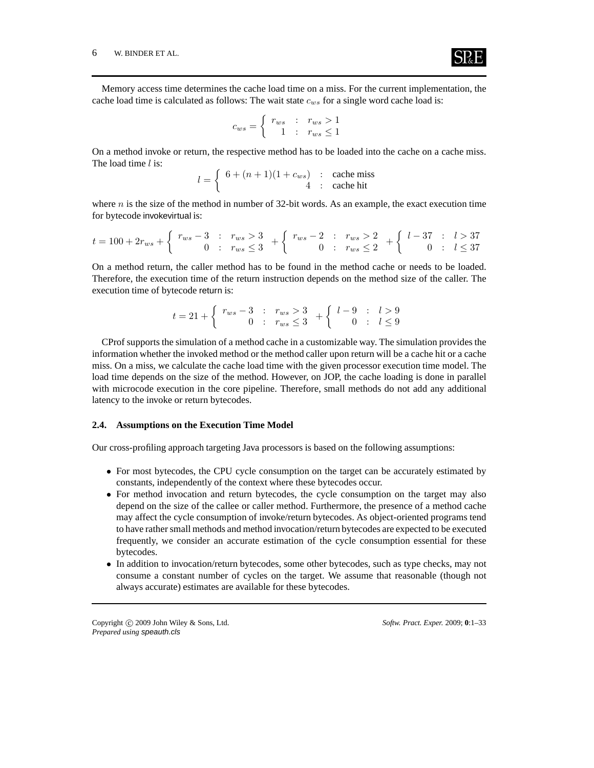Memory access time determines the cache load time on a miss. For the current implementation, the cache load time is calculated as follows: The wait state $c_{ws}$ for a single word cache load is:

$$c_{ws} = \begin{cases} r_{ws} & : \ r_{ws} > 1 \\ 1 & : \ r_{ws} \leq 1 \end{cases}$$

On a method invoke or return, the respective method has to be loaded into the cache on a cache miss. The load time $l$ is:

$$l = \begin{cases} 6 + (n+1)(1 + c_{ws}) & : \ \text{cache miss} \\ 4 & : \ \text{cache hit} \end{cases}$$

where $n$ is the size of the method in number of 32-bit words. As an example, the exact execution time for bytecode invokevirtual is:

$$t = 100 + 2r_{ws} + \begin{cases} r_{ws} - 3 & : \ r_{ws} > 3 \\ 0 & : \ r_{ws} \leq 3 \end{cases} + \begin{cases} r_{ws} - 2 & : \ r_{ws} > 2 \\ 0 & : \ r_{ws} \leq 2 \end{cases} + \begin{cases} l - 37 & : \ l > 37 \\ 0 & : \ l \leq 37 \end{cases}$$

On a method return, the caller method has to be found in the method cache or needs to be loaded. Therefore, the execution time of the return instruction depends on the method size of the caller. The execution time of bytecode return is:

$$t = 21 + \begin{cases} r_{ws} - 3 & : \ r_{ws} > 3 \\ 0 & : \ r_{ws} \leq 3 \end{cases} + \begin{cases} l - 9 & : \ l > 9 \\ 0 & : \ l \leq 9 \end{cases}$$

CProf supports the simulation of a method cache in a customizable way. The simulation provides the information whether the invoked method or the method caller upon return will be a cache hit or a cache miss. On a miss, we calculate the cache load time with the given processor execution time model. The load time depends on the size of the method. However, on JOP, the cache loading is done in parallel with microcode execution in the core pipeline. Therefore, small methods do not add any additional latency to the invoke or return bytecodes.

### 2.4. Assumptions on the Execution Time Model

Our cross-profiling approach targeting Java processors is based on the following assumptions:

- For most bytecodes, the CPU cycle consumption on the target can be accurately estimated by constants, independently of the context where these bytecodes occur.
- For method invocation and return bytecodes, the cycle consumption on the target may also depend on the size of the callee or caller method. Furthermore, the presence of a method cache may affect the cycle consumption of invoke/return bytecodes. As object-oriented programs tend to have rather small methods and method invocation/return bytecodes are expected to be executed frequently, we consider an accurate estimation of the cycle consumption essential for these bytecodes.
- In addition to invocation/return bytecodes, some other bytecodes, such as type checks, may not consume a constant number of cycles on the target. We assume that reasonable (though not always accurate) estimates are available for these bytecodes.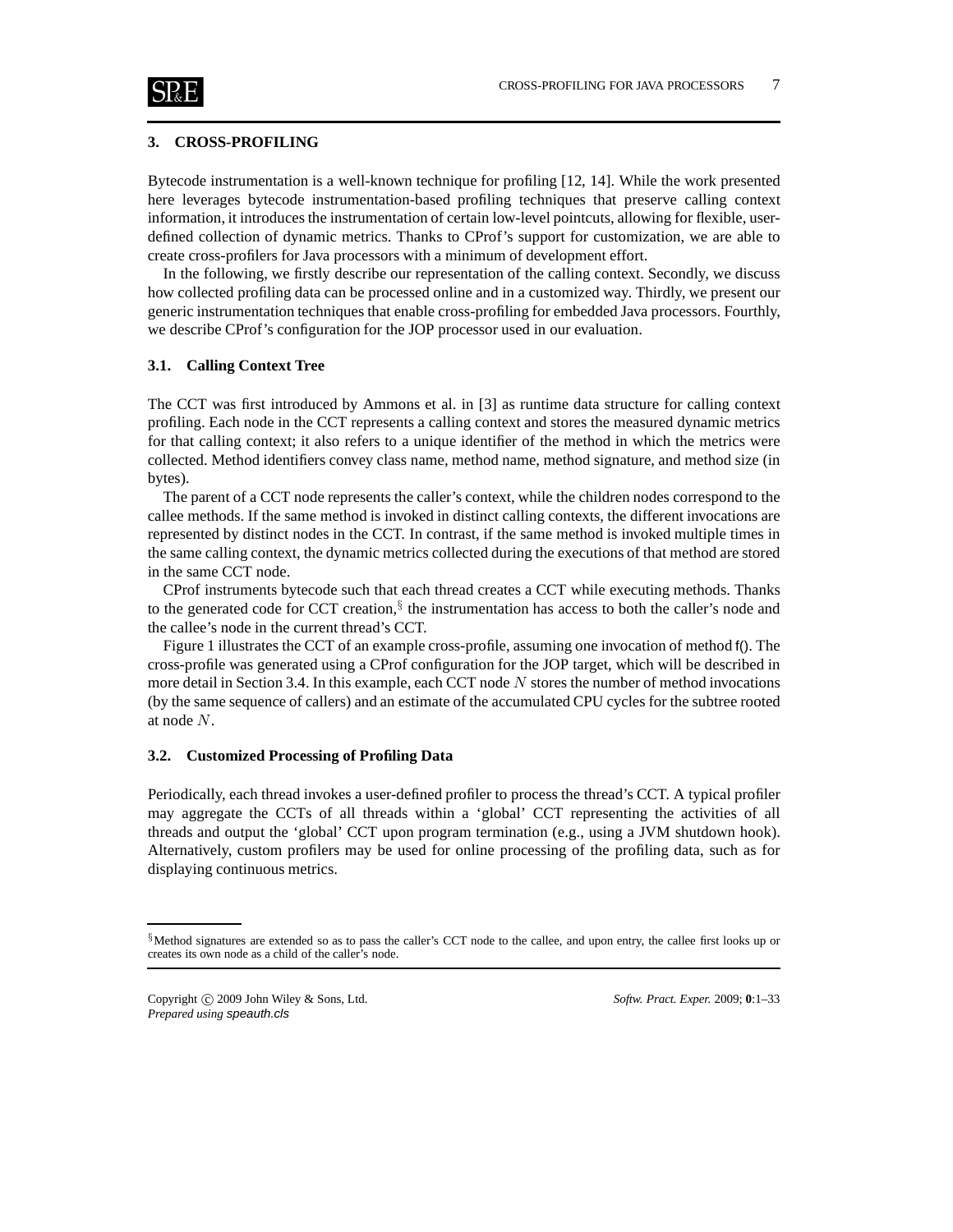## 3. CROSS-PROFILING

Bytecode instrumentation is a well-known technique for profiling [12, 14]. While the work presented here leverages bytecode instrumentation-based profiling techniques that preserve calling context information, it introduces the instrumentation of certain low-level pointcuts, allowing for flexible, user-defined collection of dynamic metrics. Thanks to CProf's support for customization, we are able to create cross-profilers for Java processors with a minimum of development effort.

In the following, we firstly describe our representation of the calling context. Secondly, we discuss how collected profiling data can be processed online and in a customized way. Thirdly, we present our generic instrumentation techniques that enable cross-profiling for embedded Java processors. Fourthly, we describe CProf's configuration for the JOP processor used in our evaluation.

### 3.1. Calling Context Tree

The CCT was first introduced by Ammons et al. in [3] as runtime data structure for calling context profiling. Each node in the CCT represents a calling context and stores the measured dynamic metrics for that calling context; it also refers to a unique identifier of the method in which the metrics were collected. Method identifiers convey class name, method name, method signature, and method size (in bytes).

The parent of a CCT node represents the caller's context, while the children nodes correspond to the callee methods. If the same method is invoked in distinct calling contexts, the different invocations are represented by distinct nodes in the CCT. In contrast, if the same method is invoked multiple times in the same calling context, the dynamic metrics collected during the executions of that method are stored in the same CCT node.

CProf instruments bytecode such that each thread creates a CCT while executing methods. Thanks to the generated code for CCT creation,[§] the instrumentation has access to both the caller's node and the callee's node in the current thread's CCT.

Figure 1 illustrates the CCT of an example cross-profile, assuming one invocation of method f(). The cross-profile was generated using a CProf configuration for the JOP target, which will be described in more detail in Section 3.4. In this example, each CCT node $N$ stores the number of method invocations (by the same sequence of callers) and an estimate of the accumulated CPU cycles for the subtree rooted at node $N$.

### 3.2. Customized Processing of Profiling Data

Periodically, each thread invokes a user-defined profiler to process the thread's CCT. A typical profiler may aggregate the CCTs of all threads within a 'global' CCT representing the activities of all threads and output the 'global' CCT upon program termination (e.g., using a JVM shutdown hook). Alternatively, custom profilers may be used for online processing of the profiling data, such as for displaying continuous metrics.

[§] Method signatures are extended so as to pass the caller's CCT node to the callee, and upon entry, the callee first looks up or creates its own node as a child of the caller's node.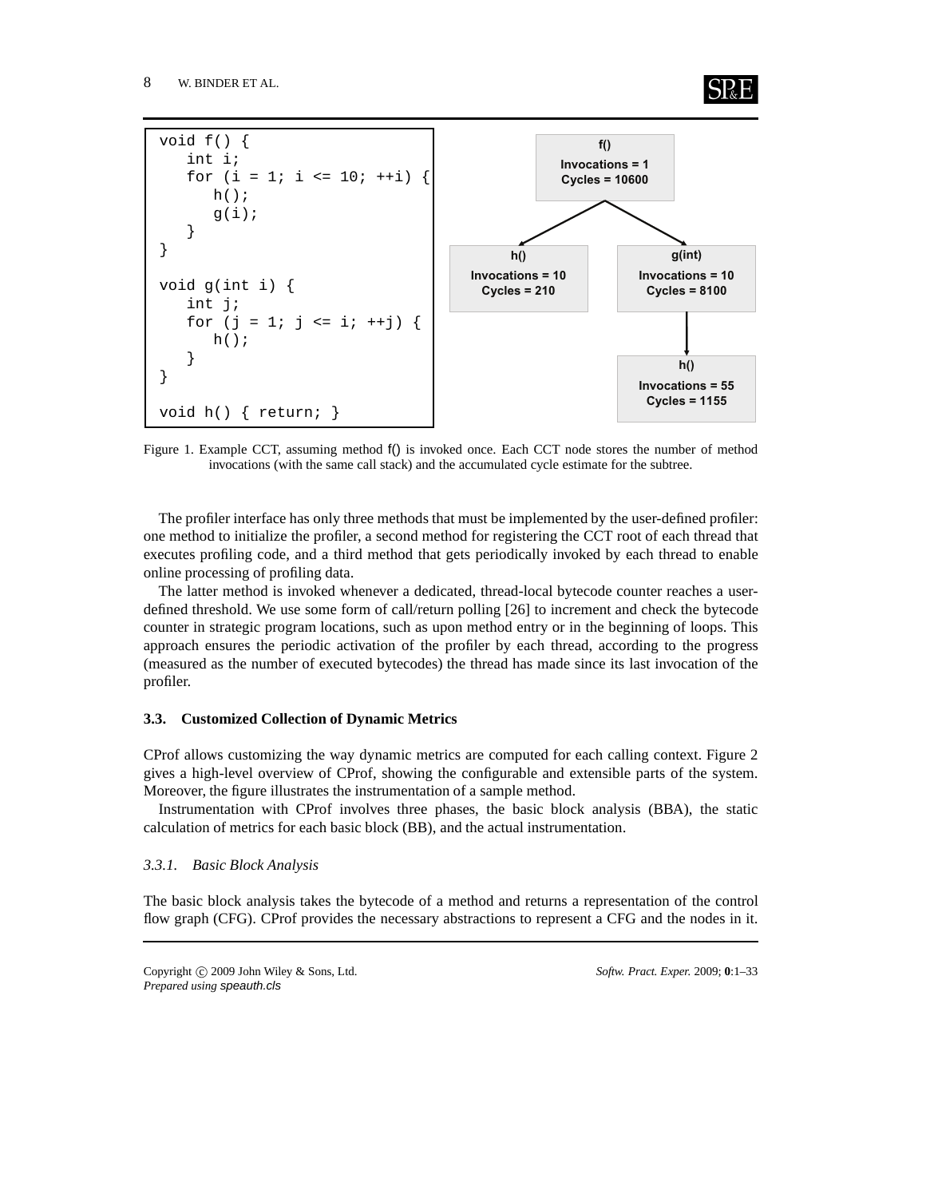```
void f() {
   int i;
   for (i = 1; i <= 10; ++i) {
      h();
      g(i);
   }
}

void g(int i) {
   int j;
   for (j = 1; j <= i; ++j) {
      h();
   }
}

void h() { return; }
```

f()
Invocations = 1
Cycles = 10600

h()
Invocations = 10
Cycles = 210

g(int)
Invocations = 10
Cycles = 8100

h()
Invocations = 55
Cycles = 1155

Figure 1. Example CCT, assuming method f() is invoked once. Each CCT node stores the number of method invocations (with the same call stack) and the accumulated cycle estimate for the subtree.

The profiler interface has only three methods that must be implemented by the user-defined profiler: one method to initialize the profiler, a second method for registering the CCT root of each thread that executes profiling code, and a third method that gets periodically invoked by each thread to enable online processing of profiling data.

The latter method is invoked whenever a dedicated, thread-local bytecode counter reaches a user-defined threshold. We use some form of call/return polling [26] to increment and check the bytecode counter in strategic program locations, such as upon method entry or in the beginning of loops. This approach ensures the periodic activation of the profiler by each thread, according to the progress (measured as the number of executed bytecodes) the thread has made since its last invocation of the profiler.

### 3.3. Customized Collection of Dynamic Metrics

CProf allows customizing the way dynamic metrics are computed for each calling context. Figure 2 gives a high-level overview of CProf, showing the configurable and extensible parts of the system. Moreover, the figure illustrates the instrumentation of a sample method.

Instrumentation with CProf involves three phases, the basic block analysis (BBA), the static calculation of metrics for each basic block (BB), and the actual instrumentation.

#### *3.3.1. Basic Block Analysis*

The basic block analysis takes the bytecode of a method and returns a representation of the control flow graph (CFG). CProf provides the necessary abstractions to represent a CFG and the nodes in it.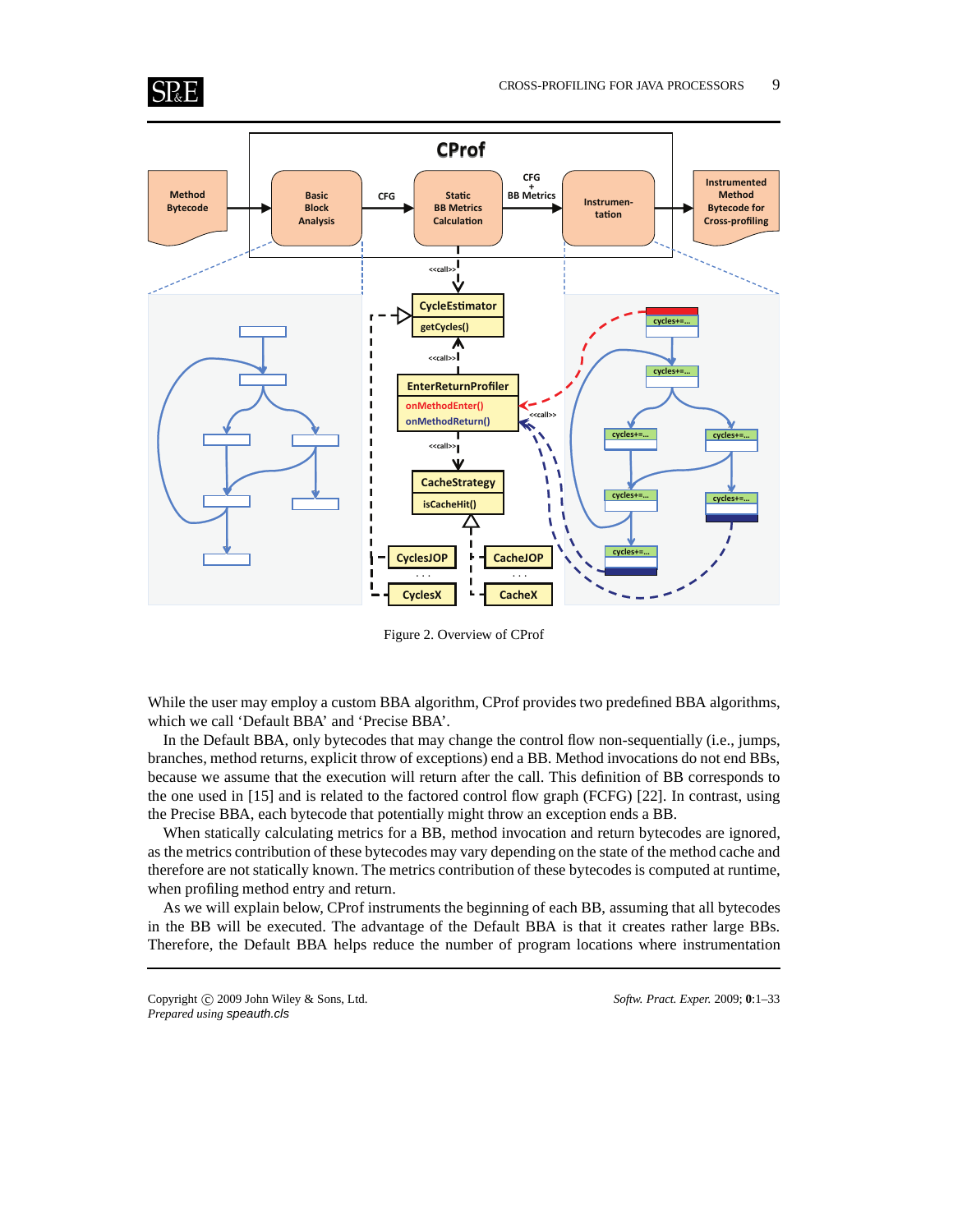Figure 2. Overview of CProf

While the user may employ a custom BBA algorithm, CProf provides two predefined BBA algorithms, which we call 'Default BBA' and 'Precise BBA'.

In the Default BBA, only bytecodes that may change the control flow non-sequentially (i.e., jumps, branches, method returns, explicit throw of exceptions) end a BB. Method invocations do not end BBs, because we assume that the execution will return after the call. This definition of BB corresponds to the one used in [15] and is related to the factored control flow graph (FCFG) [22]. In contrast, using the Precise BBA, each bytecode that potentially might throw an exception ends a BB.

When statically calculating metrics for a BB, method invocation and return bytecodes are ignored, as the metrics contribution of these bytecodes may vary depending on the state of the method cache and therefore are not statically known. The metrics contribution of these bytecodes is computed at runtime, when profiling method entry and return.

As we will explain below, CProf instruments the beginning of each BB, assuming that all bytecodes in the BB will be executed. The advantage of the Default BBA is that it creates rather large BBs. Therefore, the Default BBA helps reduce the number of program locations where instrumentation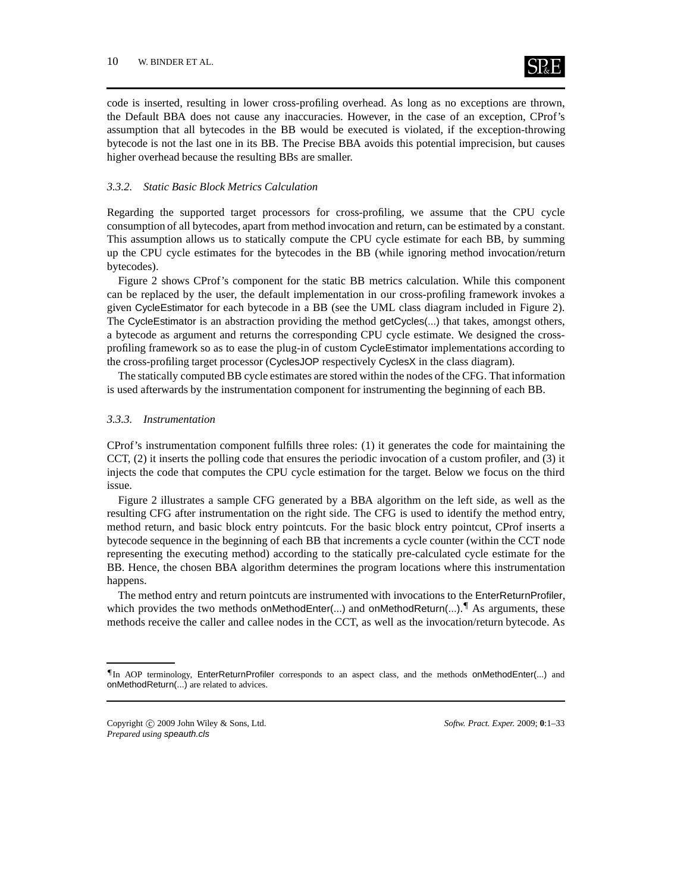code is inserted, resulting in lower cross-profiling overhead. As long as no exceptions are thrown, the Default BBA does not cause any inaccuracies. However, in the case of an exception, CProf's assumption that all bytecodes in the BB would be executed is violated, if the exception-throwing bytecode is not the last one in its BB. The Precise BBA avoids this potential imprecision, but causes higher overhead because the resulting BBs are smaller.

### 3.3.2. Static Basic Block Metrics Calculation

Regarding the supported target processors for cross-profiling, we assume that the CPU cycle consumption of all bytecodes, apart from method invocation and return, can be estimated by a constant. This assumption allows us to statically compute the CPU cycle estimate for each BB, by summing up the CPU cycle estimates for the bytecodes in the BB (while ignoring method invocation/return bytecodes).

Figure 2 shows CProf's component for the static BB metrics calculation. While this component can be replaced by the user, the default implementation in our cross-profiling framework invokes a given CycleEstimator for each bytecode in a BB (see the UML class diagram included in Figure 2). The CycleEstimator is an abstraction providing the method getCycles(...) that takes, amongst others, a bytecode as argument and returns the corresponding CPU cycle estimate. We designed the cross-profiling framework so as to ease the plug-in of custom CycleEstimator implementations according to the cross-profiling target processor (CyclesJOP respectively CyclesX in the class diagram).

The statically computed BB cycle estimates are stored within the nodes of the CFG. That information is used afterwards by the instrumentation component for instrumenting the beginning of each BB.

### 3.3.3. Instrumentation

CProf's instrumentation component fulfills three roles: (1) it generates the code for maintaining the CCT, (2) it inserts the polling code that ensures the periodic invocation of a custom profiler, and (3) it injects the code that computes the CPU cycle estimation for the target. Below we focus on the third issue.

Figure 2 illustrates a sample CFG generated by a BBA algorithm on the left side, as well as the resulting CFG after instrumentation on the right side. The CFG is used to identify the method entry, method return, and basic block entry pointcuts. For the basic block entry pointcut, CProf inserts a bytecode sequence in the beginning of each BB that increments a cycle counter (within the CCT node representing the executing method) according to the statically pre-calculated cycle estimate for the BB. Hence, the chosen BBA algorithm determines the program locations where this instrumentation happens.

The method entry and return pointcuts are instrumented with invocations to the EnterReturnProfiler, which provides the two methods onMethodEnter(...) and onMethodReturn(...).[¶] As arguments, these methods receive the caller and callee nodes in the CCT, as well as the invocation/return bytecode. As

---

[¶] In AOP terminology, EnterReturnProfiler corresponds to an aspect class, and the methods onMethodEnter(...) and onMethodReturn(...) are related to advices.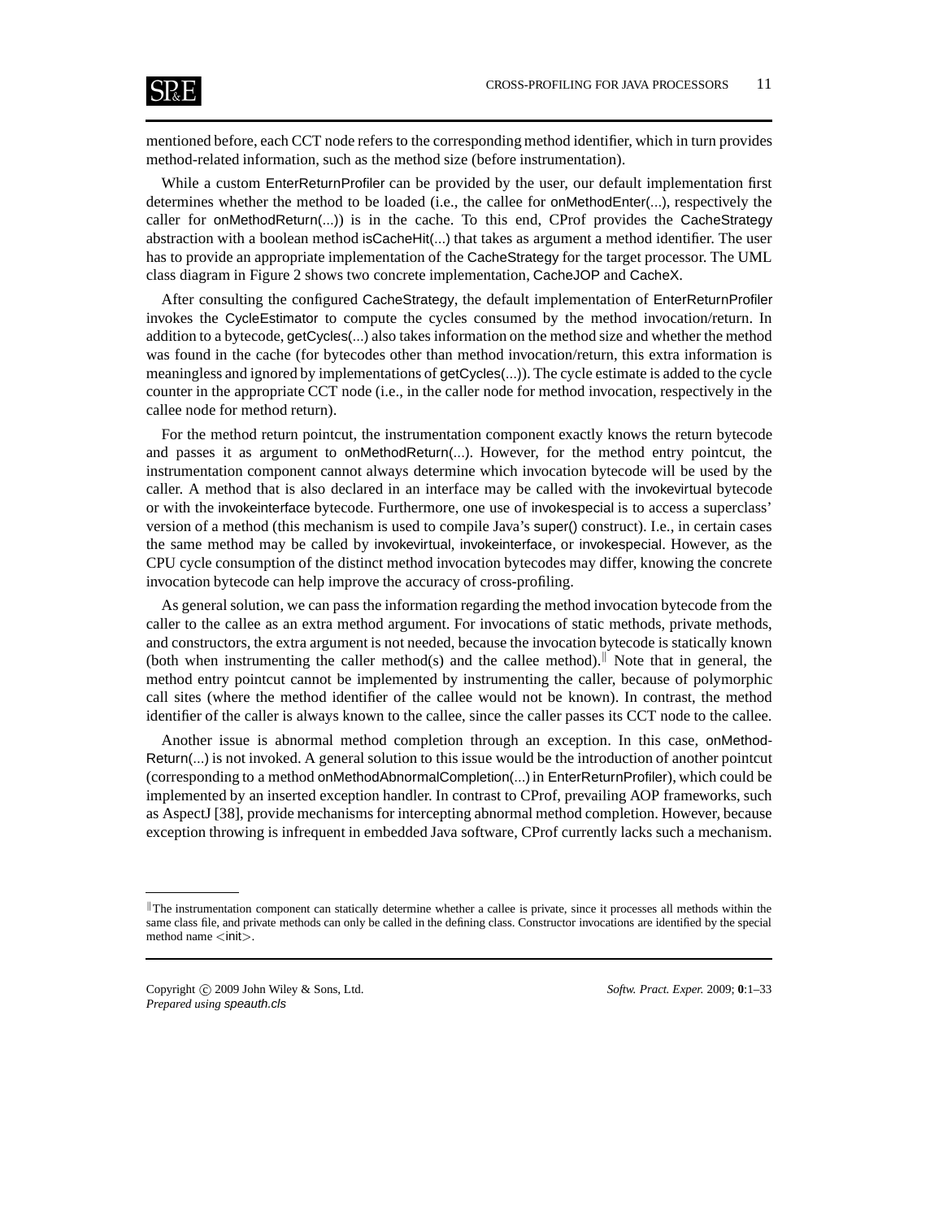mentioned before, each CCT node refers to the corresponding method identifier, which in turn provides method-related information, such as the method size (before instrumentation).

While a custom EnterReturnProfiler can be provided by the user, our default implementation first determines whether the method to be loaded (i.e., the callee for onMethodEnter(...), respectively the caller for onMethodReturn(...)) is in the cache. To this end, CProf provides the CacheStrategy abstraction with a boolean method isCacheHit(...) that takes as argument a method identifier. The user has to provide an appropriate implementation of the CacheStrategy for the target processor. The UML class diagram in Figure 2 shows two concrete implementation, CacheJOP and CacheX.

After consulting the configured CacheStrategy, the default implementation of EnterReturnProfiler invokes the CycleEstimator to compute the cycles consumed by the method invocation/return. In addition to a bytecode, getCycles(...) also takes information on the method size and whether the method was found in the cache (for bytecodes other than method invocation/return, this extra information is meaningless and ignored by implementations of getCycles(...)). The cycle estimate is added to the cycle counter in the appropriate CCT node (i.e., in the caller node for method invocation, respectively in the callee node for method return).

For the method return pointcut, the instrumentation component exactly knows the return bytecode and passes it as argument to onMethodReturn(...). However, for the method entry pointcut, the instrumentation component cannot always determine which invocation bytecode will be used by the caller. A method that is also declared in an interface may be called with the invokevirtual bytecode or with the invokeinterface bytecode. Furthermore, one use of invokespecial is to access a superclass' version of a method (this mechanism is used to compile Java's super() construct). I.e., in certain cases the same method may be called by invokevirtual, invokeinterface, or invokespecial. However, as the CPU cycle consumption of the distinct method invocation bytecodes may differ, knowing the concrete invocation bytecode can help improve the accuracy of cross-profiling.

As general solution, we can pass the information regarding the method invocation bytecode from the caller to the callee as an extra method argument. For invocations of static methods, private methods, and constructors, the extra argument is not needed, because the invocation bytecode is statically known (both when instrumenting the caller method(s) and the callee method).[‖] Note that in general, the method entry pointcut cannot be implemented by instrumenting the caller, because of polymorphic call sites (where the method identifier of the callee would not be known). In contrast, the method identifier of the caller is always known to the callee, since the caller passes its CCT node to the callee.

Another issue is abnormal method completion through an exception. In this case, onMethodReturn(...) is not invoked. A general solution to this issue would be the introduction of another pointcut (corresponding to a method onMethodAbnormalCompletion(...) in EnterReturnProfiler), which could be implemented by an inserted exception handler. In contrast to CProf, prevailing AOP frameworks, such as AspectJ [38], provide mechanisms for intercepting abnormal method completion. However, because exception throwing is infrequent in embedded Java software, CProf currently lacks such a mechanism.

---

[‖] The instrumentation component can statically determine whether a callee is private, since it processes all methods within the same class file, and private methods can only be called in the defining class. Constructor invocations are identified by the special method name <init>.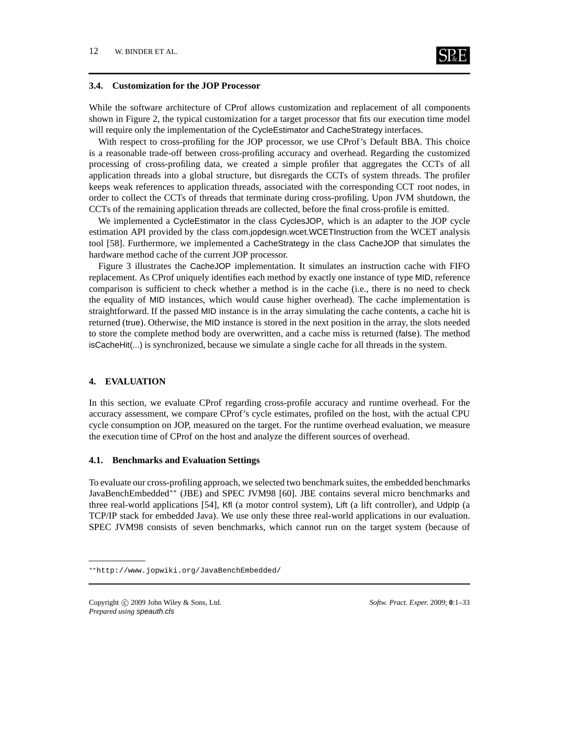### 3.4. Customization for the JOP Processor

While the software architecture of CProf allows customization and replacement of all components shown in Figure 2, the typical customization for a target processor that fits our execution time model will require only the implementation of the CycleEstimator and CacheStrategy interfaces.

With respect to cross-profiling for the JOP processor, we use CProf's Default BBA. This choice is a reasonable trade-off between cross-profiling accuracy and overhead. Regarding the customized processing of cross-profiling data, we created a simple profiler that aggregates the CCTs of all application threads into a global structure, but disregards the CCTs of system threads. The profiler keeps weak references to application threads, associated with the corresponding CCT root nodes, in order to collect the CCTs of threads that terminate during cross-profiling. Upon JVM shutdown, the CCTs of the remaining application threads are collected, before the final cross-profile is emitted.

We implemented a CycleEstimator in the class CyclesJOP, which is an adapter to the JOP cycle estimation API provided by the class com.jopdesign.wcet.WCETInstruction from the WCET analysis tool [58]. Furthermore, we implemented a CacheStrategy in the class CacheJOP that simulates the hardware method cache of the current JOP processor.

Figure 3 illustrates the CacheJOP implementation. It simulates an instruction cache with FIFO replacement. As CProf uniquely identifies each method by exactly one instance of type MID, reference comparison is sufficient to check whether a method is in the cache (i.e., there is no need to check the equality of MID instances, which would cause higher overhead). The cache implementation is straightforward. If the passed MID instance is in the array simulating the cache contents, a cache hit is returned (true). Otherwise, the MID instance is stored in the next position in the array, the slots needed to store the complete method body are overwritten, and a cache miss is returned (false). The method isCacheHit(...) is synchronized, because we simulate a single cache for all threads in the system.

## 4. EVALUATION

In this section, we evaluate CProf regarding cross-profile accuracy and runtime overhead. For the accuracy assessment, we compare CProf's cycle estimates, profiled on the host, with the actual CPU cycle consumption on JOP, measured on the target. For the runtime overhead evaluation, we measure the execution time of CProf on the host and analyze the different sources of overhead.

### 4.1. Benchmarks and Evaluation Settings

To evaluate our cross-profiling approach, we selected two benchmark suites, the embedded benchmarks JavaBenchEmbedded[**] (JBE) and SPEC JVM98 [60]. JBE contains several micro benchmarks and three real-world applications [54], Kfl (a motor control system), Lift (a lift controller), and UdpIp (a TCP/IP stack for embedded Java). We use only these three real-world applications in our evaluation. SPEC JVM98 consists of seven benchmarks, which cannot run on the target system (because of

---

[**] http://www.jopwiki.org/JavaBenchEmbedded/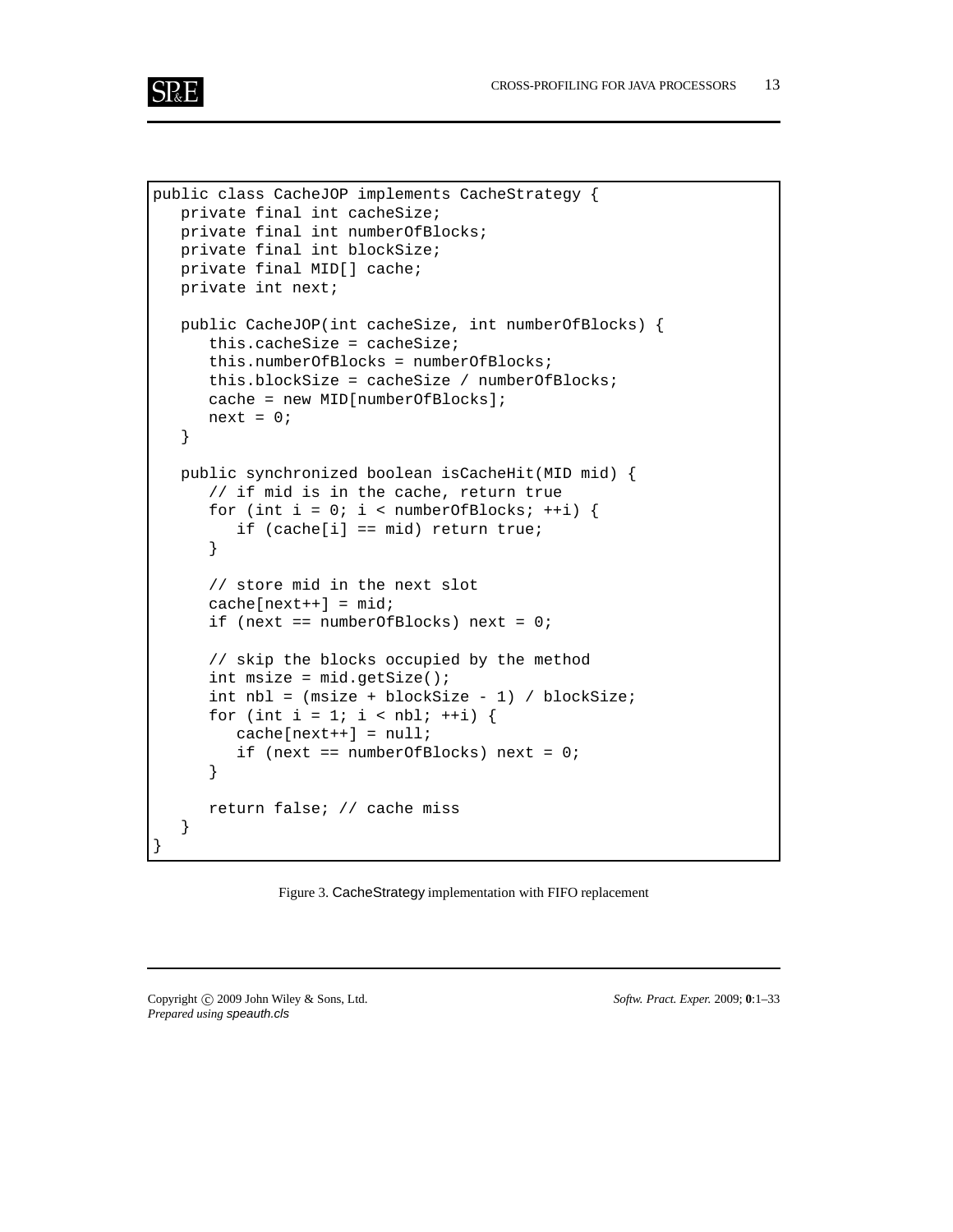```
public class CacheJOP implements CacheStrategy {
   private final int cacheSize;
   private final int numberOfBlocks;
   private final int blockSize;
   private final MID[] cache;
   private int next;

   public CacheJOP(int cacheSize, int numberOfBlocks) {
      this.cacheSize = cacheSize;
      this.numberOfBlocks = numberOfBlocks;
      this.blockSize = cacheSize / numberOfBlocks;
      cache = new MID[numberOfBlocks];
      next = 0;
   }

   public synchronized boolean isCacheHit(MID mid) {
      // if mid is in the cache, return true
      for (int i = 0; i < numberOfBlocks; ++i) {
         if (cache[i] == mid) return true;
      }

      // store mid in the next slot
      cache[next++] = mid;
      if (next == numberOfBlocks) next = 0;

      // skip the blocks occupied by the method
      int msize = mid.getSize();
      int nbl = (msize + blockSize - 1) / blockSize;
      for (int i = 1; i < nbl; ++i) {
         cache[next++] = null;
         if (next == numberOfBlocks) next = 0;
      }

      return false; // cache miss
   }
}
```

Figure 3. CacheStrategy implementation with FIFO replacement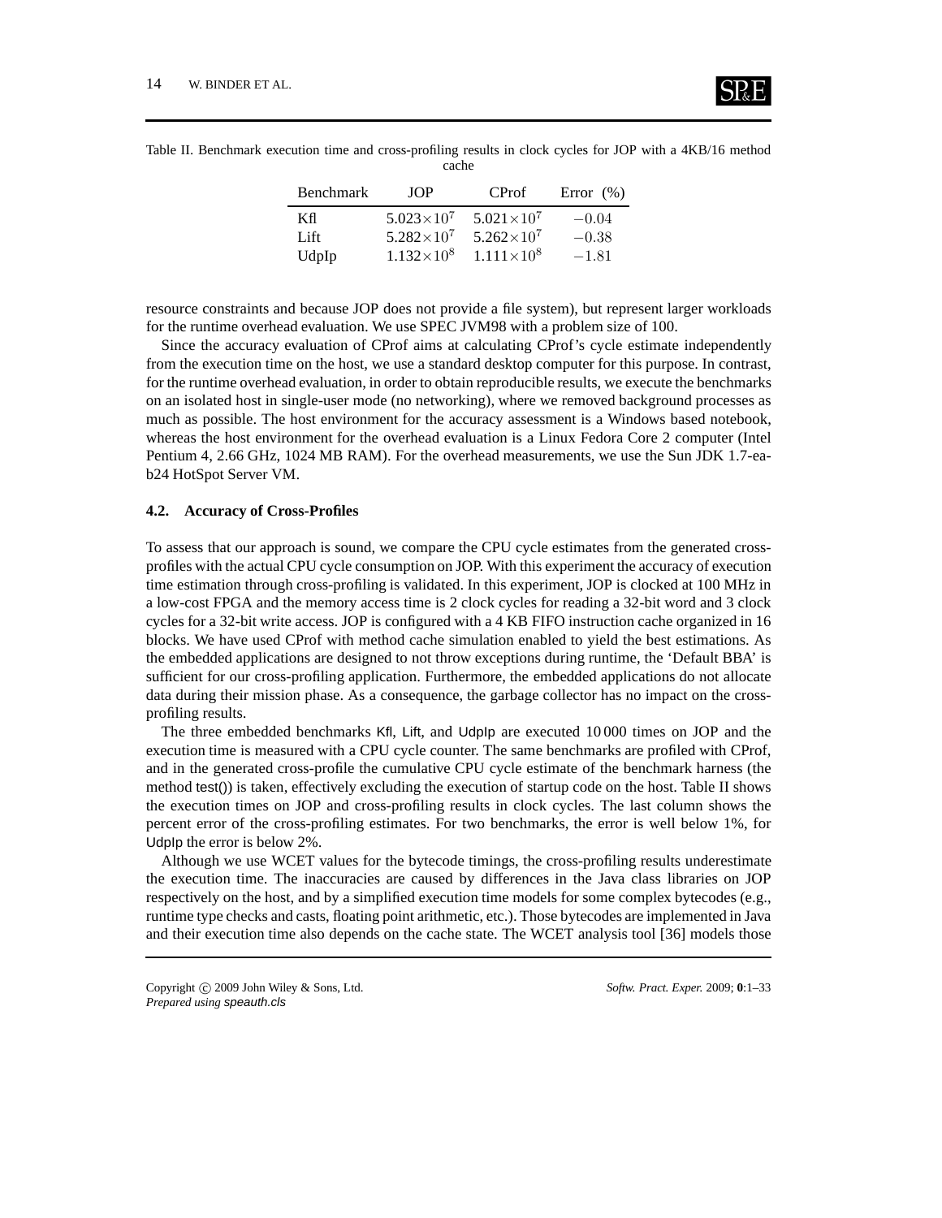Table II. Benchmark execution time and cross-profiling results in clock cycles for JOP with a 4KB/16 method cache

| Benchmark | JOP | CProf | Error (%) |
|---|---|---|---|
| Kfl | $5.023 \times 10^7$ | $5.021 \times 10^7$ | $-0.04$ |
| Lift | $5.282 \times 10^7$ | $5.262 \times 10^7$ | $-0.38$ |
| UdpIp | $1.132 \times 10^8$ | $1.111 \times 10^8$ | $-1.81$ |

resource constraints and because JOP does not provide a file system), but represent larger workloads for the runtime overhead evaluation. We use SPEC JVM98 with a problem size of 100.

Since the accuracy evaluation of CProf aims at calculating CProf's cycle estimate independently from the execution time on the host, we use a standard desktop computer for this purpose. In contrast, for the runtime overhead evaluation, in order to obtain reproducible results, we execute the benchmarks on an isolated host in single-user mode (no networking), where we removed background processes as much as possible. The host environment for the accuracy assessment is a Windows based notebook, whereas the host environment for the overhead evaluation is a Linux Fedora Core 2 computer (Intel Pentium 4, 2.66 GHz, 1024 MB RAM). For the overhead measurements, we use the Sun JDK 1.7-ea-b24 HotSpot Server VM.

### 4.2. Accuracy of Cross-Profiles

To assess that our approach is sound, we compare the CPU cycle estimates from the generated cross-profiles with the actual CPU cycle consumption on JOP. With this experiment the accuracy of execution time estimation through cross-profiling is validated. In this experiment, JOP is clocked at 100 MHz in a low-cost FPGA and the memory access time is 2 clock cycles for reading a 32-bit word and 3 clock cycles for a 32-bit write access. JOP is configured with a 4 KB FIFO instruction cache organized in 16 blocks. We have used CProf with method cache simulation enabled to yield the best estimations. As the embedded applications are designed to not throw exceptions during runtime, the 'Default BBA' is sufficient for our cross-profiling application. Furthermore, the embedded applications do not allocate data during their mission phase. As a consequence, the garbage collector has no impact on the cross-profiling results.

The three embedded benchmarks Kfl, Lift, and UdpIp are executed 10 000 times on JOP and the execution time is measured with a CPU cycle counter. The same benchmarks are profiled with CProf, and in the generated cross-profile the cumulative CPU cycle estimate of the benchmark harness (the method test()) is taken, effectively excluding the execution of startup code on the host. Table II shows the execution times on JOP and cross-profiling results in clock cycles. The last column shows the percent error of the cross-profiling estimates. For two benchmarks, the error is well below 1%, for UdpIp the error is below 2%.

Although we use WCET values for the bytecode timings, the cross-profiling results underestimate the execution time. The inaccuracies are caused by differences in the Java class libraries on JOP respectively on the host, and by a simplified execution time models for some complex bytecodes (e.g., runtime type checks and casts, floating point arithmetic, etc.). Those bytecodes are implemented in Java and their execution time also depends on the cache state. The WCET analysis tool [36] models those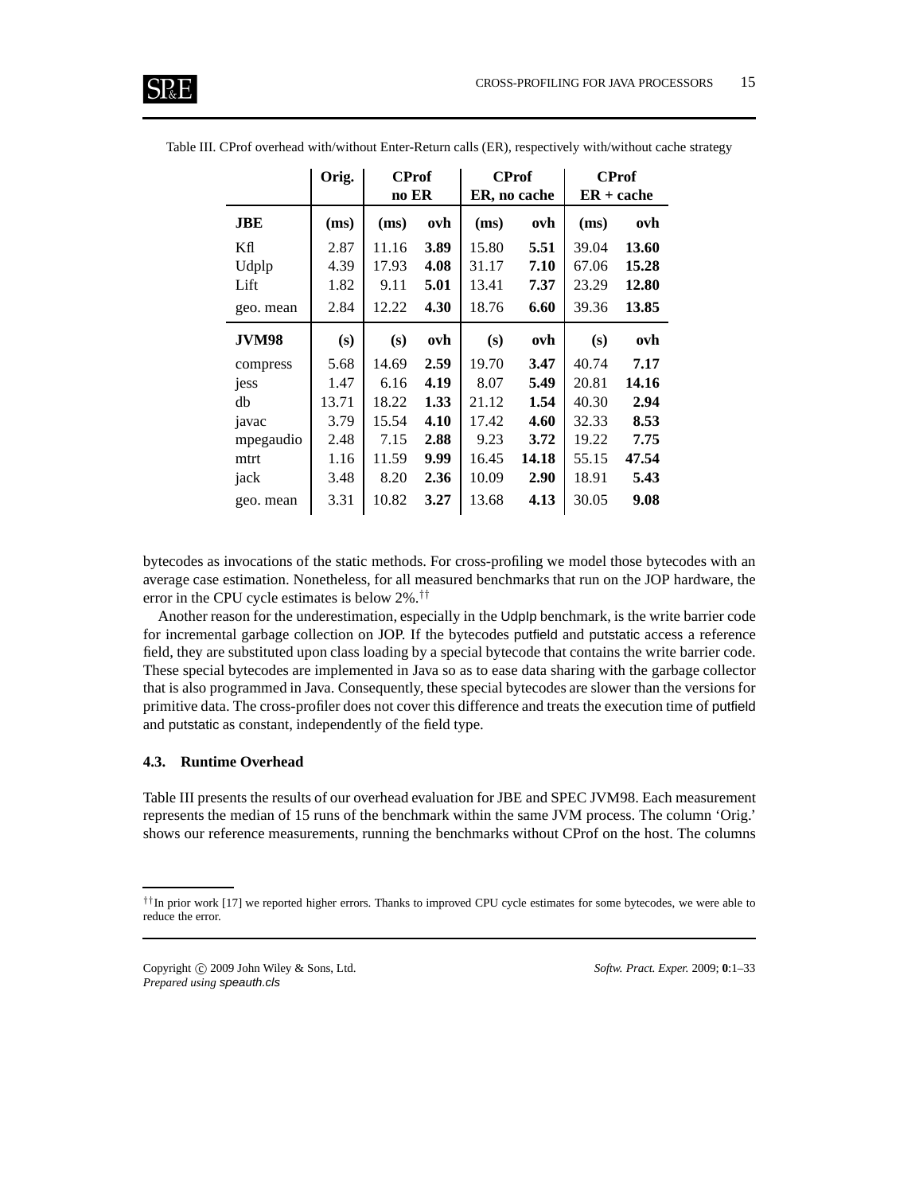Table III. CProf overhead with/without Enter-Return calls (ER), respectively with/without cache strategy

| | **Orig.** | **CProf no ER** | | **CProf ER, no cache** | | **CProf ER + cache** | |
|---|---|---|---|---|---|---|---|
| **JBE** | **(ms)** | **(ms)** | **ovh** | **(ms)** | **ovh** | **(ms)** | **ovh** |
| Kfl | 2.87 | 11.16 | **3.89** | 15.80 | **5.51** | 39.04 | **13.60** |
| Udplp | 4.39 | 17.93 | **4.08** | 31.17 | **7.10** | 67.06 | **15.28** |
| Lift | 1.82 | 9.11 | **5.01** | 13.41 | **7.37** | 23.29 | **12.80** |
| geo. mean | 2.84 | 12.22 | **4.30** | 18.76 | **6.60** | 39.36 | **13.85** |
| **JVM98** | **(s)** | **(s)** | **ovh** | **(s)** | **ovh** | **(s)** | **ovh** |
| compress | 5.68 | 14.69 | **2.59** | 19.70 | **3.47** | 40.74 | **7.17** |
| jess | 1.47 | 6.16 | **4.19** | 8.07 | **5.49** | 20.81 | **14.16** |
| db | 13.71 | 18.22 | **1.33** | 21.12 | **1.54** | 40.30 | **2.94** |
| javac | 3.79 | 15.54 | **4.10** | 17.42 | **4.60** | 32.33 | **8.53** |
| mpegaudio | 2.48 | 7.15 | **2.88** | 9.23 | **3.72** | 19.22 | **7.75** |
| mtrt | 1.16 | 11.59 | **9.99** | 16.45 | **14.18** | 55.15 | **47.54** |
| jack | 3.48 | 8.20 | **2.36** | 10.09 | **2.90** | 18.91 | **5.43** |
| geo. mean | 3.31 | 10.82 | **3.27** | 13.68 | **4.13** | 30.05 | **9.08** |

bytecodes as invocations of the static methods. For cross-profiling we model those bytecodes with an average case estimation. Nonetheless, for all measured benchmarks that run on the JOP hardware, the error in the CPU cycle estimates is below 2%.[††]

Another reason for the underestimation, especially in the Udplp benchmark, is the write barrier code for incremental garbage collection on JOP. If the bytecodes putfield and putstatic access a reference field, they are substituted upon class loading by a special bytecode that contains the write barrier code. These special bytecodes are implemented in Java so as to ease data sharing with the garbage collector that is also programmed in Java. Consequently, these special bytecodes are slower than the versions for primitive data. The cross-profiler does not cover this difference and treats the execution time of putfield and putstatic as constant, independently of the field type.

### 4.3. Runtime Overhead

Table III presents the results of our overhead evaluation for JBE and SPEC JVM98. Each measurement represents the median of 15 runs of the benchmark within the same JVM process. The column 'Orig.' shows our reference measurements, running the benchmarks without CProf on the host. The columns

[††] In prior work [17] we reported higher errors. Thanks to improved CPU cycle estimates for some bytecodes, we were able to reduce the error.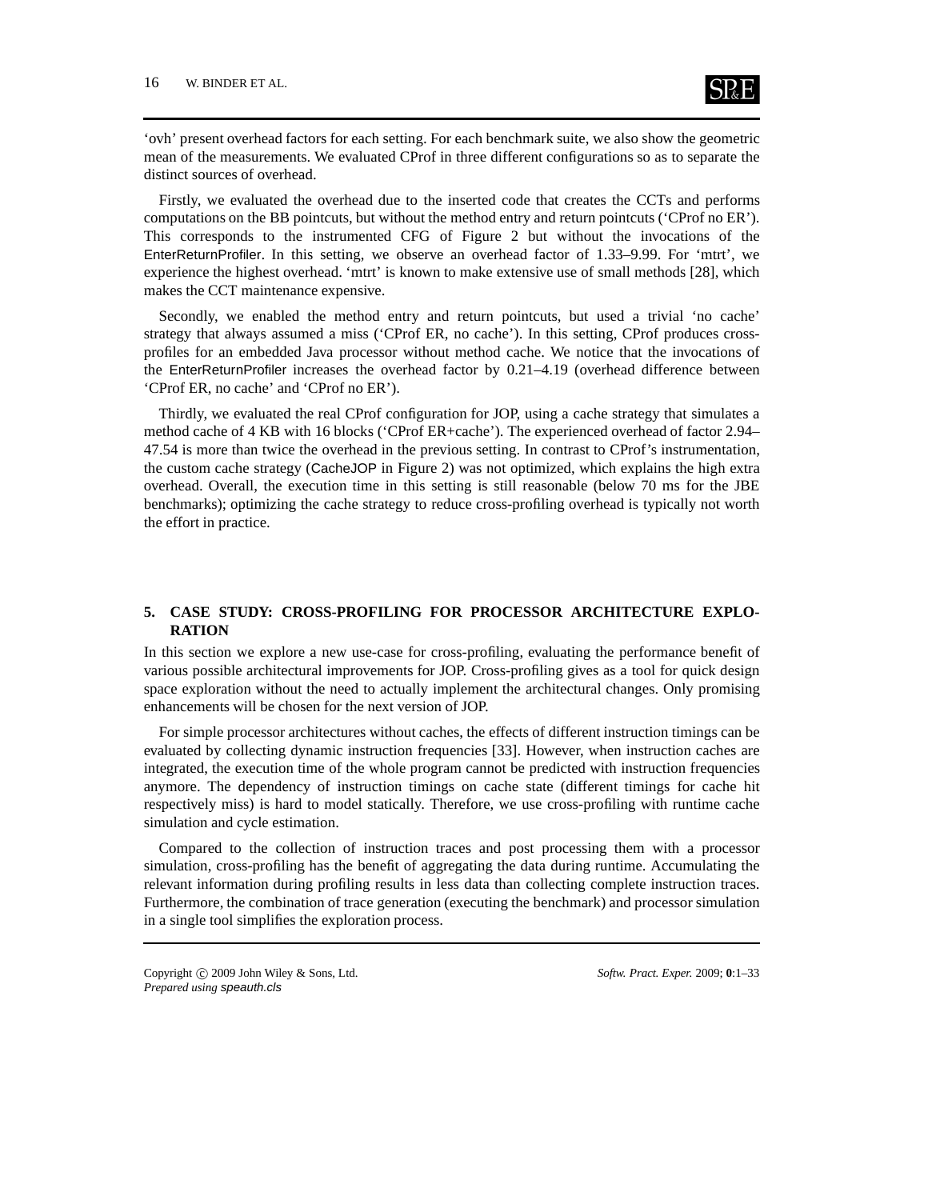'ovh' present overhead factors for each setting. For each benchmark suite, we also show the geometric mean of the measurements. We evaluated CProf in three different configurations so as to separate the distinct sources of overhead.

Firstly, we evaluated the overhead due to the inserted code that creates the CCTs and performs computations on the BB pointcuts, but without the method entry and return pointcuts ('CProf no ER'). This corresponds to the instrumented CFG of Figure 2 but without the invocations of the EnterReturnProfiler. In this setting, we observe an overhead factor of 1.33–9.99. For 'mtrt', we experience the highest overhead. 'mtrt' is known to make extensive use of small methods [28], which makes the CCT maintenance expensive.

Secondly, we enabled the method entry and return pointcuts, but used a trivial 'no cache' strategy that always assumed a miss ('CProf ER, no cache'). In this setting, CProf produces cross-profiles for an embedded Java processor without method cache. We notice that the invocations of the EnterReturnProfiler increases the overhead factor by 0.21–4.19 (overhead difference between 'CProf ER, no cache' and 'CProf no ER').

Thirdly, we evaluated the real CProf configuration for JOP, using a cache strategy that simulates a method cache of 4 KB with 16 blocks ('CProf ER+cache'). The experienced overhead of factor 2.94–47.54 is more than twice the overhead in the previous setting. In contrast to CProf's instrumentation, the custom cache strategy (CacheJOP in Figure 2) was not optimized, which explains the high extra overhead. Overall, the execution time in this setting is still reasonable (below 70 ms for the JBE benchmarks); optimizing the cache strategy to reduce cross-profiling overhead is typically not worth the effort in practice.

## 5. CASE STUDY: CROSS-PROFILING FOR PROCESSOR ARCHITECTURE EXPLORATION

In this section we explore a new use-case for cross-profiling, evaluating the performance benefit of various possible architectural improvements for JOP. Cross-profiling gives as a tool for quick design space exploration without the need to actually implement the architectural changes. Only promising enhancements will be chosen for the next version of JOP.

For simple processor architectures without caches, the effects of different instruction timings can be evaluated by collecting dynamic instruction frequencies [33]. However, when instruction caches are integrated, the execution time of the whole program cannot be predicted with instruction frequencies anymore. The dependency of instruction timings on cache state (different timings for cache hit respectively miss) is hard to model statically. Therefore, we use cross-profiling with runtime cache simulation and cycle estimation.

Compared to the collection of instruction traces and post processing them with a processor simulation, cross-profiling has the benefit of aggregating the data during runtime. Accumulating the relevant information during profiling results in less data than collecting complete instruction traces. Furthermore, the combination of trace generation (executing the benchmark) and processor simulation in a single tool simplifies the exploration process.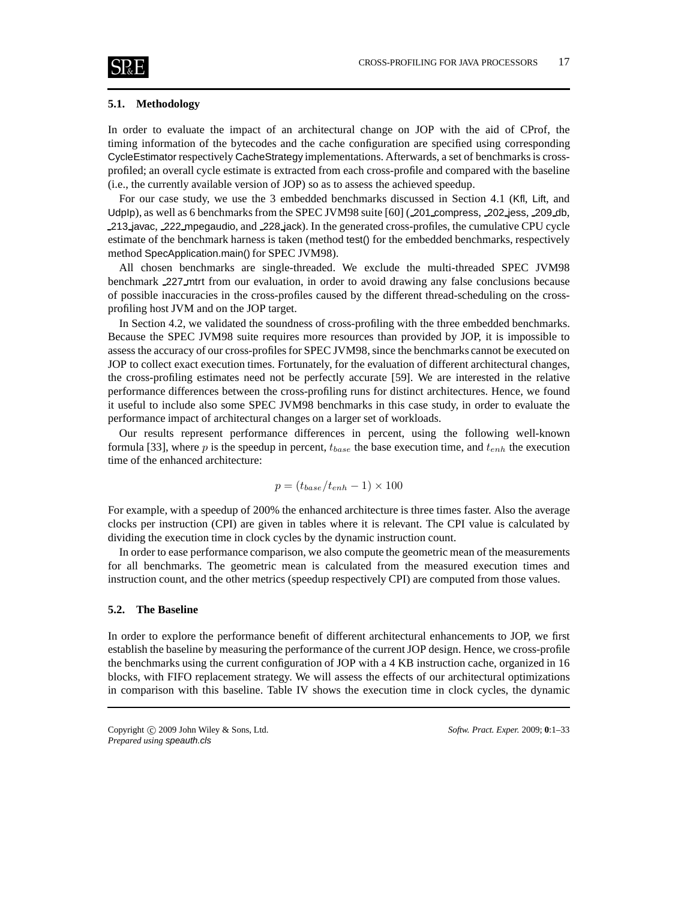### 5.1. Methodology

In order to evaluate the impact of an architectural change on JOP with the aid of CProf, the timing information of the bytecodes and the cache configuration are specified using corresponding CycleEstimator respectively CacheStrategy implementations. Afterwards, a set of benchmarks is cross-profiled; an overall cycle estimate is extracted from each cross-profile and compared with the baseline (i.e., the currently available version of JOP) so as to assess the achieved speedup.

For our case study, we use the 3 embedded benchmarks discussed in Section 4.1 (Kfl, Lift, and UdpIp), as well as 6 benchmarks from the SPEC JVM98 suite [60] (_201_compress, _202_jess, _209_db, _213_javac, _222_mpegaudio, and _228_jack). In the generated cross-profiles, the cumulative CPU cycle estimate of the benchmark harness is taken (method test() for the embedded benchmarks, respectively method SpecApplication.main() for SPEC JVM98).

All chosen benchmarks are single-threaded. We exclude the multi-threaded SPEC JVM98 benchmark _227_mtrt from our evaluation, in order to avoid drawing any false conclusions because of possible inaccuracies in the cross-profiles caused by the different thread-scheduling on the cross-profiling host JVM and on the JOP target.

In Section 4.2, we validated the soundness of cross-profiling with the three embedded benchmarks. Because the SPEC JVM98 suite requires more resources than provided by JOP, it is impossible to assess the accuracy of our cross-profiles for SPEC JVM98, since the benchmarks cannot be executed on JOP to collect exact execution times. Fortunately, for the evaluation of different architectural changes, the cross-profiling estimates need not be perfectly accurate [59]. We are interested in the relative performance differences between the cross-profiling runs for distinct architectures. Hence, we found it useful to include also some SPEC JVM98 benchmarks in this case study, in order to evaluate the performance impact of architectural changes on a larger set of workloads.

Our results represent performance differences in percent, using the following well-known formula [33], where $p$ is the speedup in percent, $t_{base}$ the base execution time, and $t_{enh}$ the execution time of the enhanced architecture:

$$p = (t_{base}/t_{enh} - 1) \times 100$$

For example, with a speedup of 200% the enhanced architecture is three times faster. Also the average clocks per instruction (CPI) are given in tables where it is relevant. The CPI value is calculated by dividing the execution time in clock cycles by the dynamic instruction count.

In order to ease performance comparison, we also compute the geometric mean of the measurements for all benchmarks. The geometric mean is calculated from the measured execution times and instruction count, and the other metrics (speedup respectively CPI) are computed from those values.

### 5.2. The Baseline

In order to explore the performance benefit of different architectural enhancements to JOP, we first establish the baseline by measuring the performance of the current JOP design. Hence, we cross-profile the benchmarks using the current configuration of JOP with a 4 KB instruction cache, organized in 16 blocks, with FIFO replacement strategy. We will assess the effects of our architectural optimizations in comparison with this baseline. Table IV shows the execution time in clock cycles, the dynamic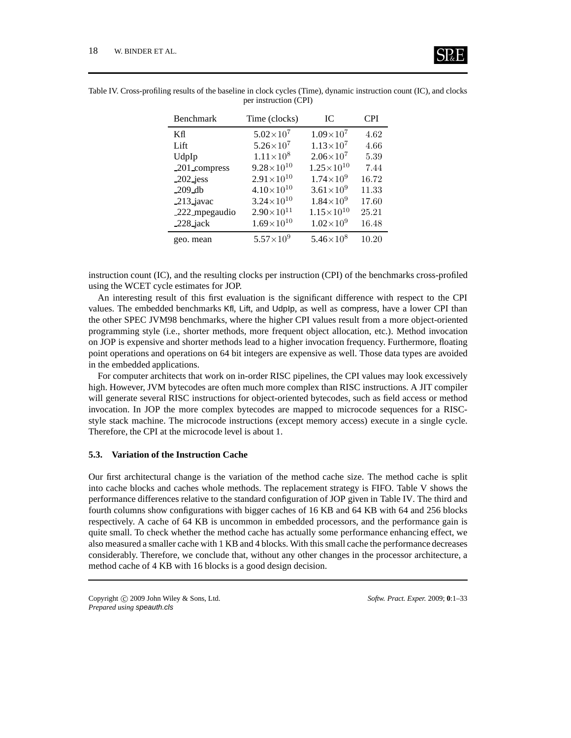Table IV. Cross-profiling results of the baseline in clock cycles (Time), dynamic instruction count (IC), and clocks per instruction (CPI)

| Benchmark | Time (clocks) | IC | CPI |
|---|---|---|---|
| Kfl | $5.02\times10^{7}$ | $1.09\times10^{7}$ | 4.62 |
| Lift | $5.26\times10^{7}$ | $1.13\times10^{7}$ | 4.66 |
| UdpIp | $1.11\times10^{8}$ | $2.06\times10^{7}$ | 5.39 |
| _201_compress | $9.28\times10^{10}$ | $1.25\times10^{10}$ | 7.44 |
| _202_jess | $2.91\times10^{10}$ | $1.74\times10^{9}$ | 16.72 |
| _209_db | $4.10\times10^{10}$ | $3.61\times10^{9}$ | 11.33 |
| _213_javac | $3.24\times10^{10}$ | $1.84\times10^{9}$ | 17.60 |
| _222_mpegaudio | $2.90\times10^{11}$ | $1.15\times10^{10}$ | 25.21 |
| _228_jack | $1.69\times10^{10}$ | $1.02\times10^{9}$ | 16.48 |
| geo. mean | $5.57\times10^{9}$ | $5.46\times10^{8}$ | 10.20 |

instruction count (IC), and the resulting clocks per instruction (CPI) of the benchmarks cross-profiled using the WCET cycle estimates for JOP.

An interesting result of this first evaluation is the significant difference with respect to the CPI values. The embedded benchmarks Kfl, Lift, and UdpIp, as well as compress, have a lower CPI than the other SPEC JVM98 benchmarks, where the higher CPI values result from a more object-oriented programming style (i.e., shorter methods, more frequent object allocation, etc.). Method invocation on JOP is expensive and shorter methods lead to a higher invocation frequency. Furthermore, floating point operations and operations on 64 bit integers are expensive as well. Those data types are avoided in the embedded applications.

For computer architects that work on in-order RISC pipelines, the CPI values may look excessively high. However, JVM bytecodes are often much more complex than RISC instructions. A JIT compiler will generate several RISC instructions for object-oriented bytecodes, such as field access or method invocation. In JOP the more complex bytecodes are mapped to microcode sequences for a RISC-style stack machine. The microcode instructions (except memory access) execute in a single cycle. Therefore, the CPI at the microcode level is about 1.

### 5.3. Variation of the Instruction Cache

Our first architectural change is the variation of the method cache size. The method cache is split into cache blocks and caches whole methods. The replacement strategy is FIFO. Table V shows the performance differences relative to the standard configuration of JOP given in Table IV. The third and fourth columns show configurations with bigger caches of 16 KB and 64 KB with 64 and 256 blocks respectively. A cache of 64 KB is uncommon in embedded processors, and the performance gain is quite small. To check whether the method cache has actually some performance enhancing effect, we also measured a smaller cache with 1 KB and 4 blocks. With this small cache the performance decreases considerably. Therefore, we conclude that, without any other changes in the processor architecture, a method cache of 4 KB with 16 blocks is a good design decision.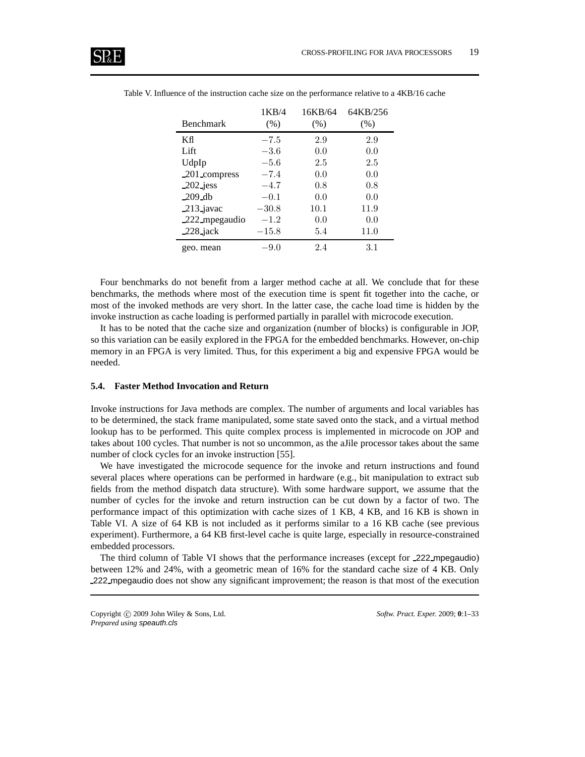Table V. Influence of the instruction cache size on the performance relative to a 4KB/16 cache

| Benchmark | 1KB/4 (%) | 16KB/64 (%) | 64KB/256 (%) |
|---|---|---|---|
| Kfl | −7.5 | 2.9 | 2.9 |
| Lift | −3.6 | 0.0 | 0.0 |
| UdpIp | −5.6 | 2.5 | 2.5 |
| _201_compress | −7.4 | 0.0 | 0.0 |
| _202_jess | −4.7 | 0.8 | 0.8 |
| _209_db | −0.1 | 0.0 | 0.0 |
| _213_javac | −30.8 | 10.1 | 11.9 |
| _222_mpegaudio | −1.2 | 0.0 | 0.0 |
| _228_jack | −15.8 | 5.4 | 11.0 |
| geo. mean | −9.0 | 2.4 | 3.1 |

Four benchmarks do not benefit from a larger method cache at all. We conclude that for these benchmarks, the methods where most of the execution time is spent fit together into the cache, or most of the invoked methods are very short. In the latter case, the cache load time is hidden by the invoke instruction as cache loading is performed partially in parallel with microcode execution.

It has to be noted that the cache size and organization (number of blocks) is configurable in JOP, so this variation can be easily explored in the FPGA for the embedded benchmarks. However, on-chip memory in an FPGA is very limited. Thus, for this experiment a big and expensive FPGA would be needed.

### 5.4. Faster Method Invocation and Return

Invoke instructions for Java methods are complex. The number of arguments and local variables has to be determined, the stack frame manipulated, some state saved onto the stack, and a virtual method lookup has to be performed. This quite complex process is implemented in microcode on JOP and takes about 100 cycles. That number is not so uncommon, as the aJile processor takes about the same number of clock cycles for an invoke instruction [55].

We have investigated the microcode sequence for the invoke and return instructions and found several places where operations can be performed in hardware (e.g., bit manipulation to extract sub fields from the method dispatch data structure). With some hardware support, we assume that the number of cycles for the invoke and return instruction can be cut down by a factor of two. The performance impact of this optimization with cache sizes of 1 KB, 4 KB, and 16 KB is shown in Table VI. A size of 64 KB is not included as it performs similar to a 16 KB cache (see previous experiment). Furthermore, a 64 KB first-level cache is quite large, especially in resource-constrained embedded processors.

The third column of Table VI shows that the performance increases (except for _222_mpegaudio) between 12% and 24%, with a geometric mean of 16% for the standard cache size of 4 KB. Only _222_mpegaudio does not show any significant improvement; the reason is that most of the execution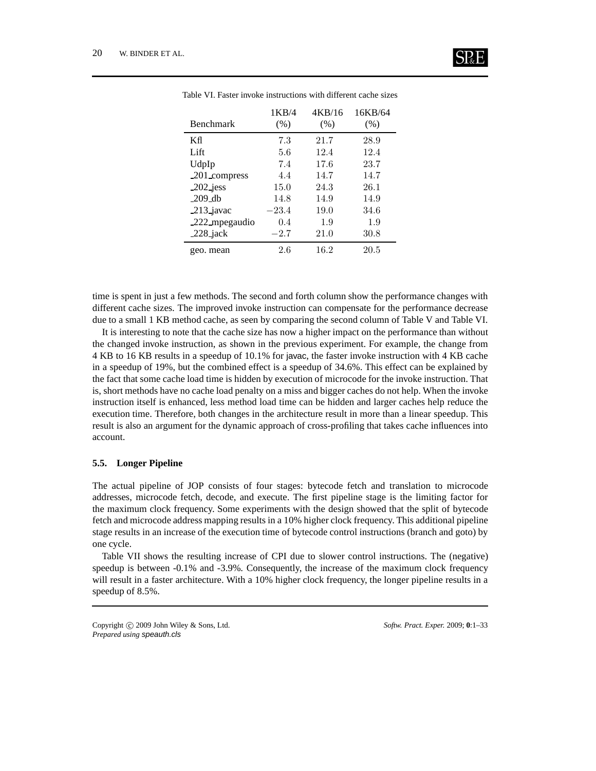Table VI. Faster invoke instructions with different cache sizes

| Benchmark | 1KB/4 (%) | 4KB/16 (%) | 16KB/64 (%) |
|---|---|---|---|
| Kfl | 7.3 | 21.7 | 28.9 |
| Lift | 5.6 | 12.4 | 12.4 |
| UdpIp | 7.4 | 17.6 | 23.7 |
| _201_compress | 4.4 | 14.7 | 14.7 |
| _202_jess | 15.0 | 24.3 | 26.1 |
| _209_db | 14.8 | 14.9 | 14.9 |
| _213_javac | −23.4 | 19.0 | 34.6 |
| _222_mpegaudio | 0.4 | 1.9 | 1.9 |
| _228_jack | −2.7 | 21.0 | 30.8 |
| geo. mean | 2.6 | 16.2 | 20.5 |

time is spent in just a few methods. The second and forth column show the performance changes with different cache sizes. The improved invoke instruction can compensate for the performance decrease due to a small 1 KB method cache, as seen by comparing the second column of Table V and Table VI.

It is interesting to note that the cache size has now a higher impact on the performance than without the changed invoke instruction, as shown in the previous experiment. For example, the change from 4 KB to 16 KB results in a speedup of 10.1% for javac, the faster invoke instruction with 4 KB cache in a speedup of 19%, but the combined effect is a speedup of 34.6%. This effect can be explained by the fact that some cache load time is hidden by execution of microcode for the invoke instruction. That is, short methods have no cache load penalty on a miss and bigger caches do not help. When the invoke instruction itself is enhanced, less method load time can be hidden and larger caches help reduce the execution time. Therefore, both changes in the architecture result in more than a linear speedup. This result is also an argument for the dynamic approach of cross-profiling that takes cache influences into account.

### 5.5. Longer Pipeline

The actual pipeline of JOP consists of four stages: bytecode fetch and translation to microcode addresses, microcode fetch, decode, and execute. The first pipeline stage is the limiting factor for the maximum clock frequency. Some experiments with the design showed that the split of bytecode fetch and microcode address mapping results in a 10% higher clock frequency. This additional pipeline stage results in an increase of the execution time of bytecode control instructions (branch and goto) by one cycle.

Table VII shows the resulting increase of CPI due to slower control instructions. The (negative) speedup is between -0.1% and -3.9%. Consequently, the increase of the maximum clock frequency will result in a faster architecture. With a 10% higher clock frequency, the longer pipeline results in a speedup of 8.5%.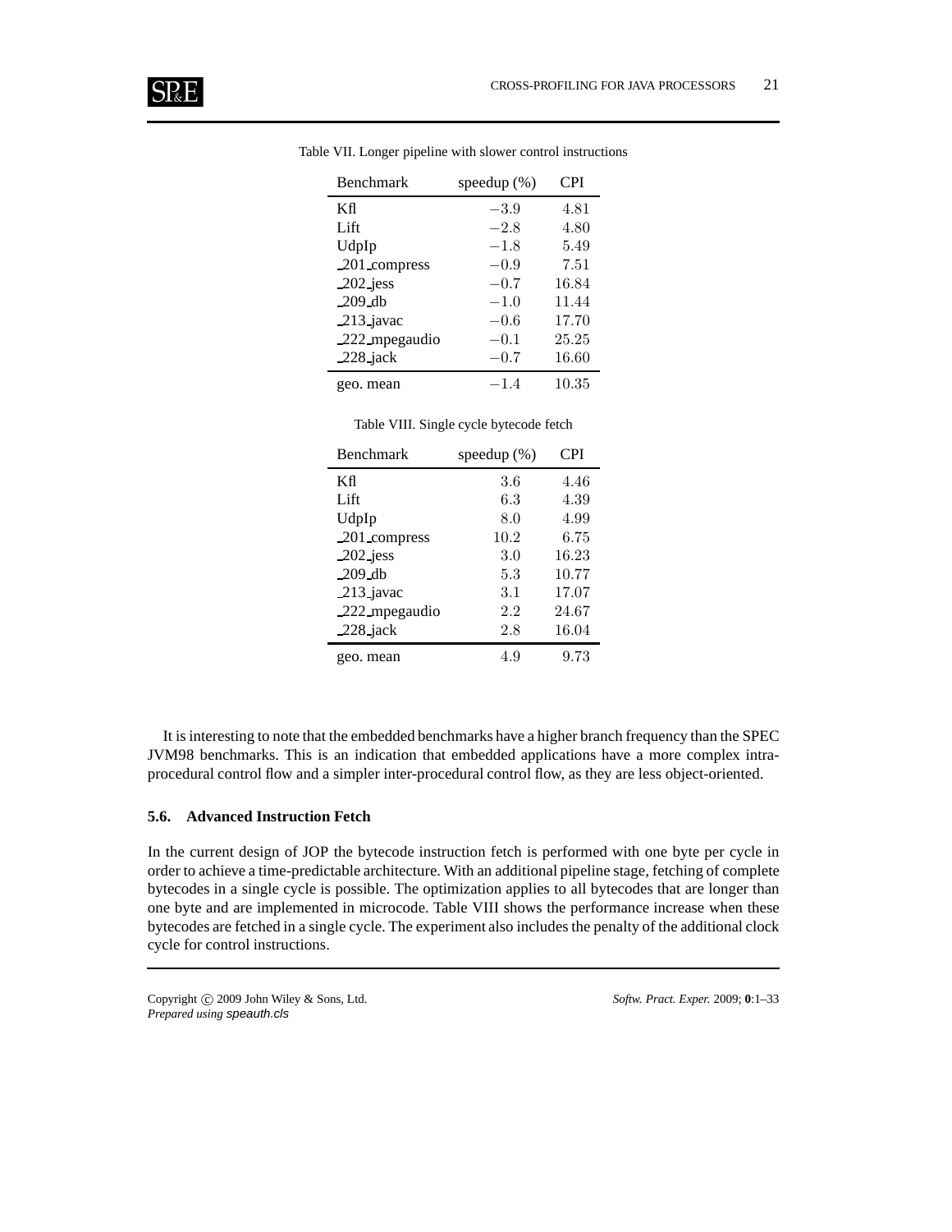Table VII. Longer pipeline with slower control instructions

| Benchmark | speedup (%) | CPI |
|---|---|---|
| Kfl | $-3.9$ | 4.81 |
| Lift | $-2.8$ | 4.80 |
| UdpIp | $-1.8$ | 5.49 |
| _201_compress | $-0.9$ | 7.51 |
| _202_jess | $-0.7$ | 16.84 |
| _209_db | $-1.0$ | 11.44 |
| _213_javac | $-0.6$ | 17.70 |
| _222_mpegaudio | $-0.1$ | 25.25 |
| _228_jack | $-0.7$ | 16.60 |
| geo. mean | $-1.4$ | 10.35 |

Table VIII. Single cycle bytecode fetch

| Benchmark | speedup (%) | CPI |
|---|---|---|
| Kfl | 3.6 | 4.46 |
| Lift | 6.3 | 4.39 |
| UdpIp | 8.0 | 4.99 |
| _201_compress | 10.2 | 6.75 |
| _202_jess | 3.0 | 16.23 |
| _209_db | 5.3 | 10.77 |
| _213_javac | 3.1 | 17.07 |
| _222_mpegaudio | 2.2 | 24.67 |
| _228_jack | 2.8 | 16.04 |
| geo. mean | 4.9 | 9.73 |

It is interesting to note that the embedded benchmarks have a higher branch frequency than the SPEC JVM98 benchmarks. This is an indication that embedded applications have a more complex intra-procedural control flow and a simpler inter-procedural control flow, as they are less object-oriented.

### 5.6. Advanced Instruction Fetch

In the current design of JOP the bytecode instruction fetch is performed with one byte per cycle in order to achieve a time-predictable architecture. With an additional pipeline stage, fetching of complete bytecodes in a single cycle is possible. The optimization applies to all bytecodes that are longer than one byte and are implemented in microcode. Table VIII shows the performance increase when these bytecodes are fetched in a single cycle. The experiment also includes the penalty of the additional clock cycle for control instructions.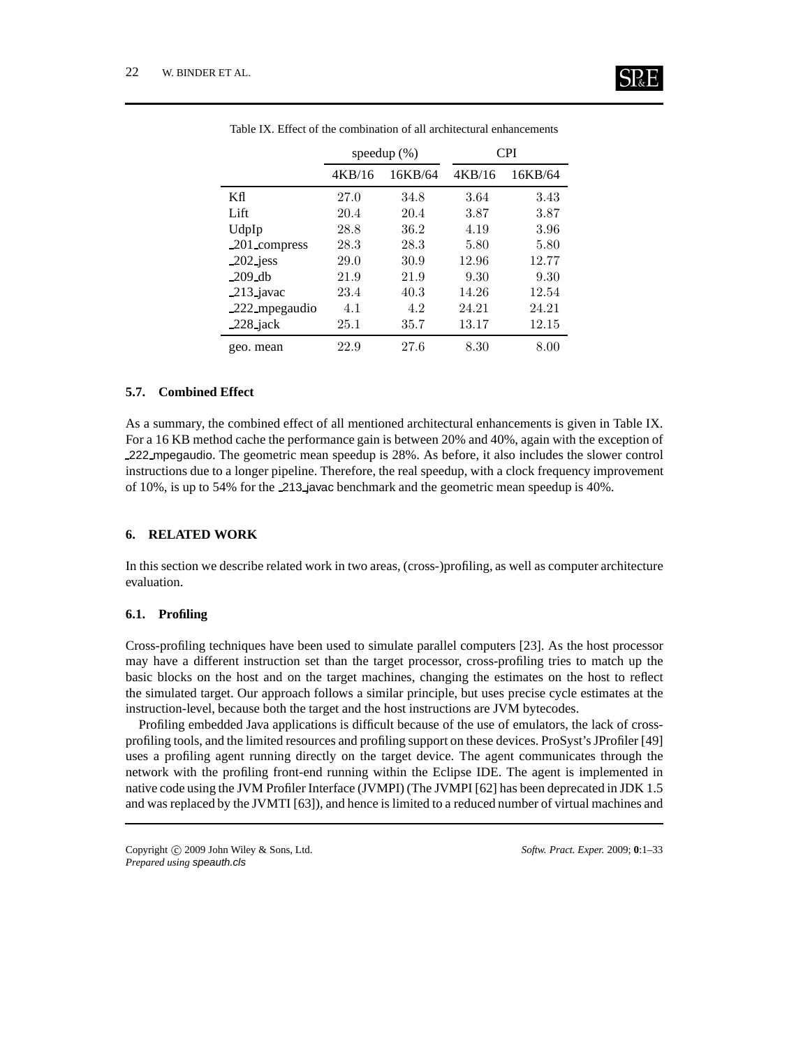Table IX. Effect of the combination of all architectural enhancements

| | speedup (%) | | CPI | |
|---|---|---|---|---|
| | 4KB/16 | 16KB/64 | 4KB/16 | 16KB/64 |
| Kfl | 27.0 | 34.8 | 3.64 | 3.43 |
| Lift | 20.4 | 20.4 | 3.87 | 3.87 |
| UdpIp | 28.8 | 36.2 | 4.19 | 3.96 |
| _201_compress | 28.3 | 28.3 | 5.80 | 5.80 |
| _202_jess | 29.0 | 30.9 | 12.96 | 12.77 |
| _209_db | 21.9 | 21.9 | 9.30 | 9.30 |
| _213_javac | 23.4 | 40.3 | 14.26 | 12.54 |
| _222_mpegaudio | 4.1 | 4.2 | 24.21 | 24.21 |
| _228_jack | 25.1 | 35.7 | 13.17 | 12.15 |
| geo. mean | 22.9 | 27.6 | 8.30 | 8.00 |

### 5.7. Combined Effect

As a summary, the combined effect of all mentioned architectural enhancements is given in Table IX. For a 16 KB method cache the performance gain is between 20% and 40%, again with the exception of _222_mpegaudio. The geometric mean speedup is 28%. As before, it also includes the slower control instructions due to a longer pipeline. Therefore, the real speedup, with a clock frequency improvement of 10%, is up to 54% for the _213_javac benchmark and the geometric mean speedup is 40%.

## 6. RELATED WORK

In this section we describe related work in two areas, (cross-)profiling, as well as computer architecture evaluation.

### 6.1. Profiling

Cross-profiling techniques have been used to simulate parallel computers [23]. As the host processor may have a different instruction set than the target processor, cross-profiling tries to match up the basic blocks on the host and on the target machines, changing the estimates on the host to reflect the simulated target. Our approach follows a similar principle, but uses precise cycle estimates at the instruction-level, because both the target and the host instructions are JVM bytecodes.

Profiling embedded Java applications is difficult because of the use of emulators, the lack of cross-profiling tools, and the limited resources and profiling support on these devices. ProSyst's JProfiler [49] uses a profiling agent running directly on the target device. The agent communicates through the network with the profiling front-end running within the Eclipse IDE. The agent is implemented in native code using the JVM Profiler Interface (JVMPI) (The JVMPI [62] has been deprecated in JDK 1.5 and was replaced by the JVMTI [63]), and hence is limited to a reduced number of virtual machines and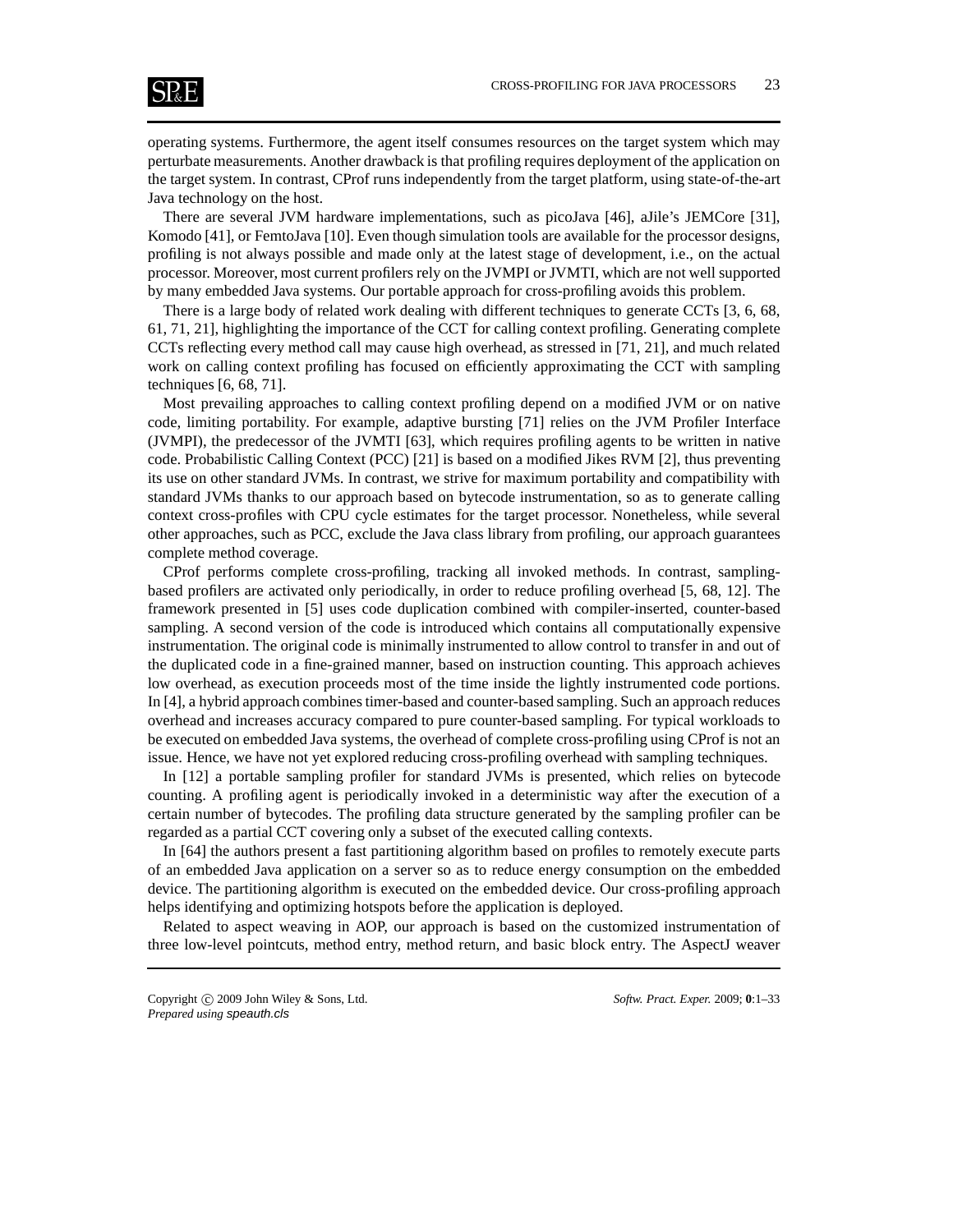operating systems. Furthermore, the agent itself consumes resources on the target system which may perturbate measurements. Another drawback is that profiling requires deployment of the application on the target system. In contrast, CProf runs independently from the target platform, using state-of-the-art Java technology on the host.

There are several JVM hardware implementations, such as picoJava [46], aJile's JEMCore [31], Komodo [41], or FemtoJava [10]. Even though simulation tools are available for the processor designs, profiling is not always possible and made only at the latest stage of development, i.e., on the actual processor. Moreover, most current profilers rely on the JVMPI or JVMTI, which are not well supported by many embedded Java systems. Our portable approach for cross-profiling avoids this problem.

There is a large body of related work dealing with different techniques to generate CCTs [3, 6, 68, 61, 71, 21], highlighting the importance of the CCT for calling context profiling. Generating complete CCTs reflecting every method call may cause high overhead, as stressed in [71, 21], and much related work on calling context profiling has focused on efficiently approximating the CCT with sampling techniques [6, 68, 71].

Most prevailing approaches to calling context profiling depend on a modified JVM or on native code, limiting portability. For example, adaptive bursting [71] relies on the JVM Profiler Interface (JVMPI), the predecessor of the JVMTI [63], which requires profiling agents to be written in native code. Probabilistic Calling Context (PCC) [21] is based on a modified Jikes RVM [2], thus preventing its use on other standard JVMs. In contrast, we strive for maximum portability and compatibility with standard JVMs thanks to our approach based on bytecode instrumentation, so as to generate calling context cross-profiles with CPU cycle estimates for the target processor. Nonetheless, while several other approaches, such as PCC, exclude the Java class library from profiling, our approach guarantees complete method coverage.

CProf performs complete cross-profiling, tracking all invoked methods. In contrast, sampling-based profilers are activated only periodically, in order to reduce profiling overhead [5, 68, 12]. The framework presented in [5] uses code duplication combined with compiler-inserted, counter-based sampling. A second version of the code is introduced which contains all computationally expensive instrumentation. The original code is minimally instrumented to allow control to transfer in and out of the duplicated code in a fine-grained manner, based on instruction counting. This approach achieves low overhead, as execution proceeds most of the time inside the lightly instrumented code portions. In [4], a hybrid approach combines timer-based and counter-based sampling. Such an approach reduces overhead and increases accuracy compared to pure counter-based sampling. For typical workloads to be executed on embedded Java systems, the overhead of complete cross-profiling using CProf is not an issue. Hence, we have not yet explored reducing cross-profiling overhead with sampling techniques.

In [12] a portable sampling profiler for standard JVMs is presented, which relies on bytecode counting. A profiling agent is periodically invoked in a deterministic way after the execution of a certain number of bytecodes. The profiling data structure generated by the sampling profiler can be regarded as a partial CCT covering only a subset of the executed calling contexts.

In [64] the authors present a fast partitioning algorithm based on profiles to remotely execute parts of an embedded Java application on a server so as to reduce energy consumption on the embedded device. The partitioning algorithm is executed on the embedded device. Our cross-profiling approach helps identifying and optimizing hotspots before the application is deployed.

Related to aspect weaving in AOP, our approach is based on the customized instrumentation of three low-level pointcuts, method entry, method return, and basic block entry. The AspectJ weaver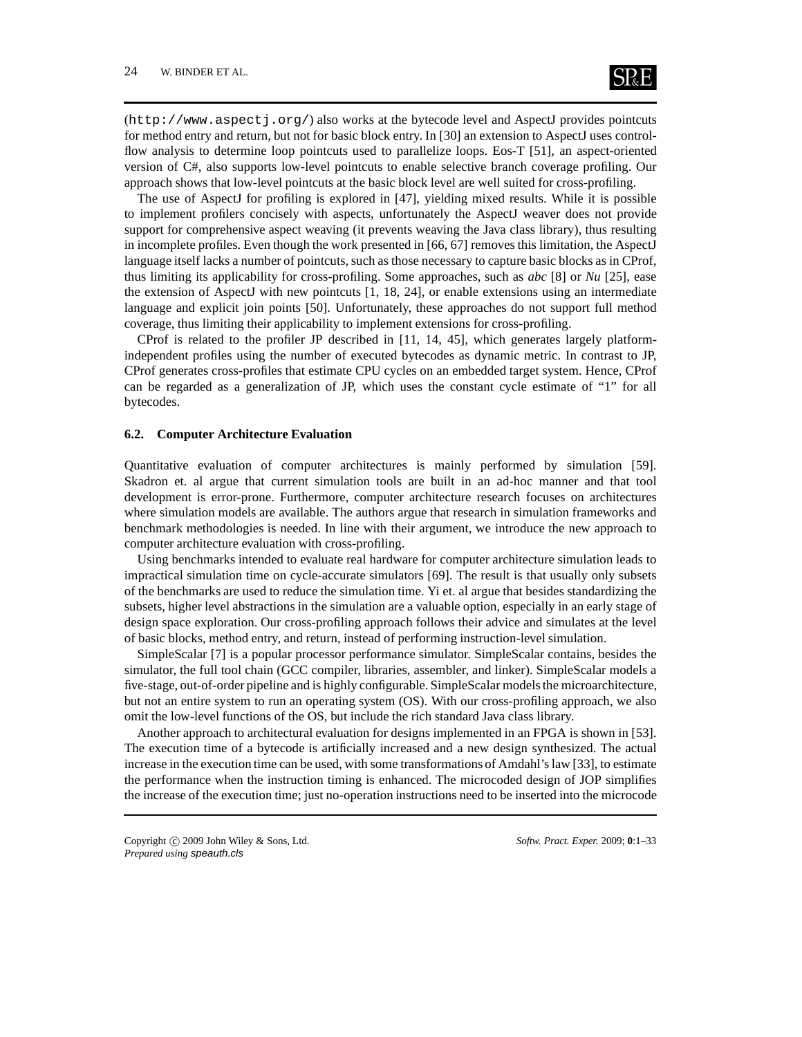(`http://www.aspectj.org/`) also works at the bytecode level and AspectJ provides pointcuts for method entry and return, but not for basic block entry. In [30] an extension to AspectJ uses control-flow analysis to determine loop pointcuts used to parallelize loops. Eos-T [51], an aspect-oriented version of C#, also supports low-level pointcuts to enable selective branch coverage profiling. Our approach shows that low-level pointcuts at the basic block level are well suited for cross-profiling.

The use of AspectJ for profiling is explored in [47], yielding mixed results. While it is possible to implement profilers concisely with aspects, unfortunately the AspectJ weaver does not provide support for comprehensive aspect weaving (it prevents weaving the Java class library), thus resulting in incomplete profiles. Even though the work presented in [66, 67] removes this limitation, the AspectJ language itself lacks a number of pointcuts, such as those necessary to capture basic blocks as in CProf, thus limiting its applicability for cross-profiling. Some approaches, such as *abc* [8] or *Nu* [25], ease the extension of AspectJ with new pointcuts [1, 18, 24], or enable extensions using an intermediate language and explicit join points [50]. Unfortunately, these approaches do not support full method coverage, thus limiting their applicability to implement extensions for cross-profiling.

CProf is related to the profiler JP described in [11, 14, 45], which generates largely platform-independent profiles using the number of executed bytecodes as dynamic metric. In contrast to JP, CProf generates cross-profiles that estimate CPU cycles on an embedded target system. Hence, CProf can be regarded as a generalization of JP, which uses the constant cycle estimate of "1" for all bytecodes.

### 6.2. Computer Architecture Evaluation

Quantitative evaluation of computer architectures is mainly performed by simulation [59]. Skadron et. al argue that current simulation tools are built in an ad-hoc manner and that tool development is error-prone. Furthermore, computer architecture research focuses on architectures where simulation models are available. The authors argue that research in simulation frameworks and benchmark methodologies is needed. In line with their argument, we introduce the new approach to computer architecture evaluation with cross-profiling.

Using benchmarks intended to evaluate real hardware for computer architecture simulation leads to impractical simulation time on cycle-accurate simulators [69]. The result is that usually only subsets of the benchmarks are used to reduce the simulation time. Yi et. al argue that besides standardizing the subsets, higher level abstractions in the simulation are a valuable option, especially in an early stage of design space exploration. Our cross-profiling approach follows their advice and simulates at the level of basic blocks, method entry, and return, instead of performing instruction-level simulation.

SimpleScalar [7] is a popular processor performance simulator. SimpleScalar contains, besides the simulator, the full tool chain (GCC compiler, libraries, assembler, and linker). SimpleScalar models a five-stage, out-of-order pipeline and is highly configurable. SimpleScalar models the microarchitecture, but not an entire system to run an operating system (OS). With our cross-profiling approach, we also omit the low-level functions of the OS, but include the rich standard Java class library.

Another approach to architectural evaluation for designs implemented in an FPGA is shown in [53]. The execution time of a bytecode is artificially increased and a new design synthesized. The actual increase in the execution time can be used, with some transformations of Amdahl's law [33], to estimate the performance when the instruction timing is enhanced. The microcoded design of JOP simplifies the increase of the execution time; just no-operation instructions need to be inserted into the microcode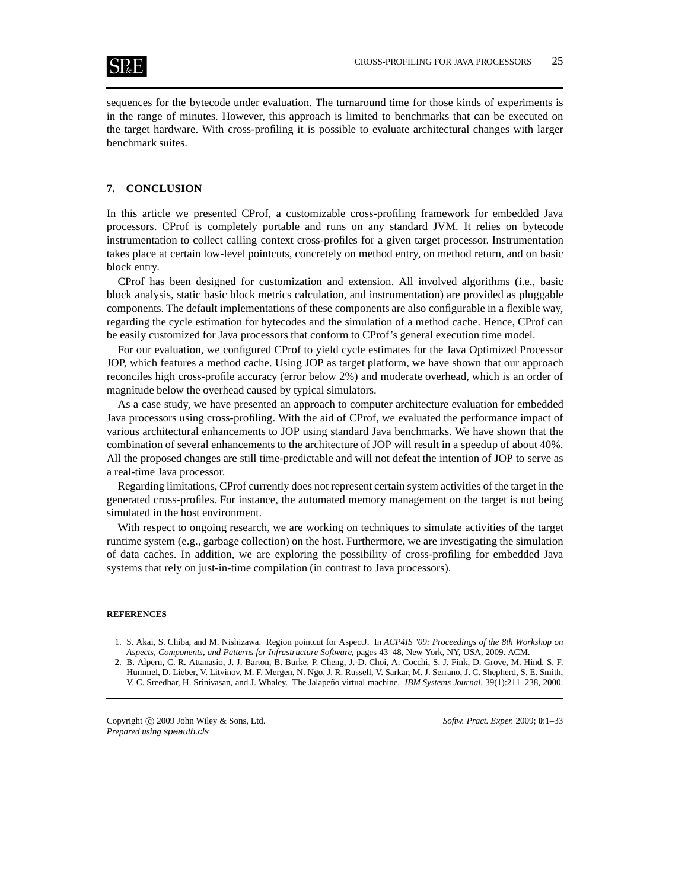sequences for the bytecode under evaluation. The turnaround time for those kinds of experiments is in the range of minutes. However, this approach is limited to benchmarks that can be executed on the target hardware. With cross-profiling it is possible to evaluate architectural changes with larger benchmark suites.

## 7. CONCLUSION

In this article we presented CProf, a customizable cross-profiling framework for embedded Java processors. CProf is completely portable and runs on any standard JVM. It relies on bytecode instrumentation to collect calling context cross-profiles for a given target processor. Instrumentation takes place at certain low-level pointcuts, concretely on method entry, on method return, and on basic block entry.

CProf has been designed for customization and extension. All involved algorithms (i.e., basic block analysis, static basic block metrics calculation, and instrumentation) are provided as pluggable components. The default implementations of these components are also configurable in a flexible way, regarding the cycle estimation for bytecodes and the simulation of a method cache. Hence, CProf can be easily customized for Java processors that conform to CProf's general execution time model.

For our evaluation, we configured CProf to yield cycle estimates for the Java Optimized Processor JOP, which features a method cache. Using JOP as target platform, we have shown that our approach reconciles high cross-profile accuracy (error below 2%) and moderate overhead, which is an order of magnitude below the overhead caused by typical simulators.

As a case study, we have presented an approach to computer architecture evaluation for embedded Java processors using cross-profiling. With the aid of CProf, we evaluated the performance impact of various architectural enhancements to JOP using standard Java benchmarks. We have shown that the combination of several enhancements to the architecture of JOP will result in a speedup of about 40%. All the proposed changes are still time-predictable and will not defeat the intention of JOP to serve as a real-time Java processor.

Regarding limitations, CProf currently does not represent certain system activities of the target in the generated cross-profiles. For instance, the automated memory management on the target is not being simulated in the host environment.

With respect to ongoing research, we are working on techniques to simulate activities of the target runtime system (e.g., garbage collection) on the host. Furthermore, we are investigating the simulation of data caches. In addition, we are exploring the possibility of cross-profiling for embedded Java systems that rely on just-in-time compilation (in contrast to Java processors).

#### REFERENCES

1. S. Akai, S. Chiba, and M. Nishizawa. Region pointcut for AspectJ. In *ACP4IS '09: Proceedings of the 8th Workshop on Aspects, Components, and Patterns for Infrastructure Software*, pages 43–48, New York, NY, USA, 2009. ACM.
2. B. Alpern, C. R. Attanasio, J. J. Barton, B. Burke, P. Cheng, J.-D. Choi, A. Cocchi, S. J. Fink, D. Grove, M. Hind, S. F. Hummel, D. Lieber, V. Litvinov, M. F. Mergen, N. Ngo, J. R. Russell, V. Sarkar, M. J. Serrano, J. C. Shepherd, S. E. Smith, V. C. Sreedhar, H. Srinivasan, and J. Whaley. The Jalapeño virtual machine. *IBM Systems Journal*, 39(1):211–238, 2000.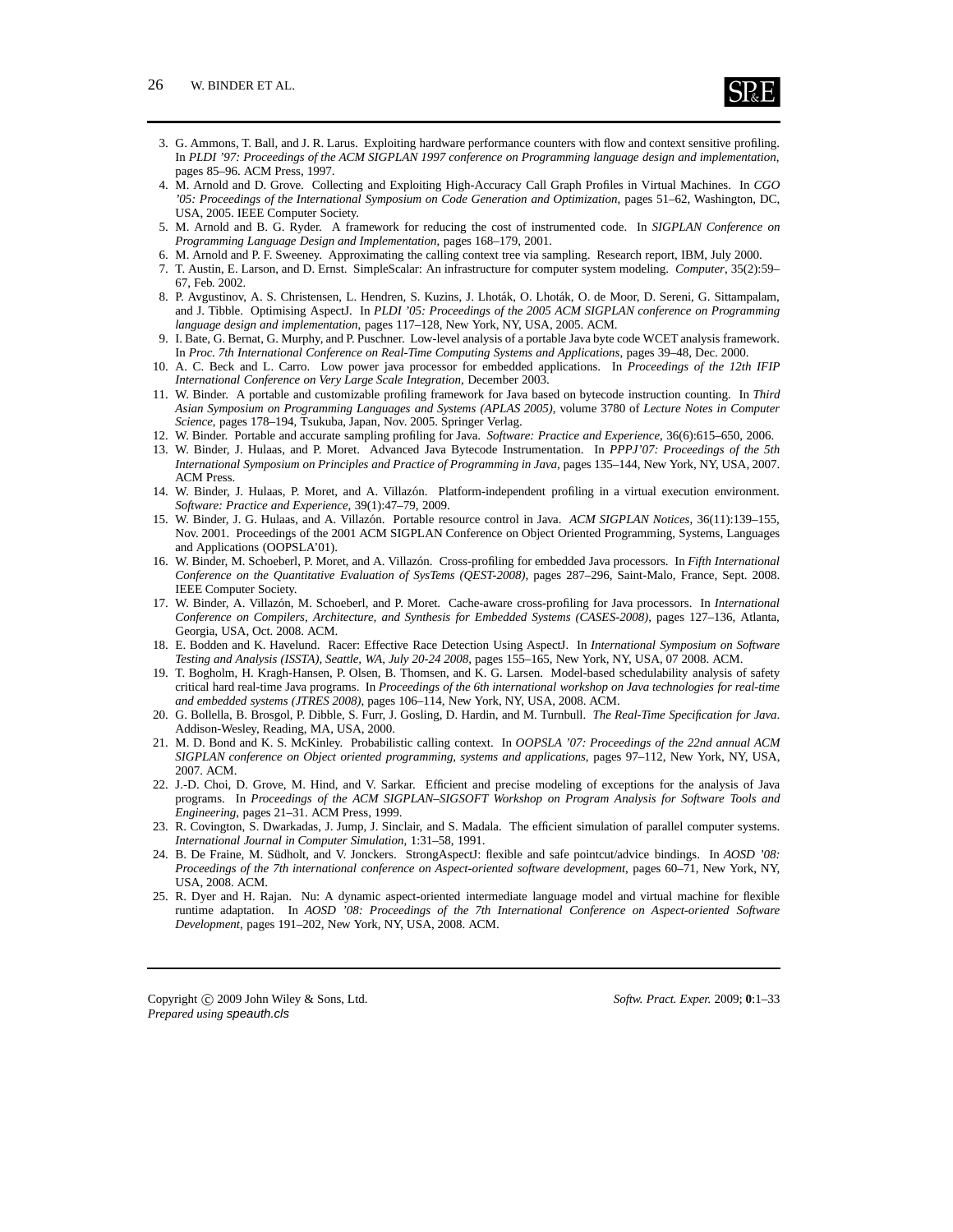3. G. Ammons, T. Ball, and J. R. Larus. Exploiting hardware performance counters with flow and context sensitive profiling. In *PLDI '97: Proceedings of the ACM SIGPLAN 1997 conference on Programming language design and implementation*, pages 85–96. ACM Press, 1997.
4. M. Arnold and D. Grove. Collecting and Exploiting High-Accuracy Call Graph Profiles in Virtual Machines. In *CGO '05: Proceedings of the International Symposium on Code Generation and Optimization*, pages 51–62, Washington, DC, USA, 2005. IEEE Computer Society.
5. M. Arnold and B. G. Ryder. A framework for reducing the cost of instrumented code. In *SIGPLAN Conference on Programming Language Design and Implementation*, pages 168–179, 2001.
6. M. Arnold and P. F. Sweeney. Approximating the calling context tree via sampling. Research report, IBM, July 2000.
7. T. Austin, E. Larson, and D. Ernst. SimpleScalar: An infrastructure for computer system modeling. *Computer*, 35(2):59–67, Feb. 2002.
8. P. Avgustinov, A. S. Christensen, L. Hendren, S. Kuzins, J. Lhoták, O. Lhoták, O. de Moor, D. Sereni, G. Sittampalam, and J. Tibble. Optimising AspectJ. In *PLDI '05: Proceedings of the 2005 ACM SIGPLAN conference on Programming language design and implementation*, pages 117–128, New York, NY, USA, 2005. ACM.
9. I. Bate, G. Bernat, G. Murphy, and P. Puschner. Low-level analysis of a portable Java byte code WCET analysis framework. In *Proc. 7th International Conference on Real-Time Computing Systems and Applications*, pages 39–48, Dec. 2000.
10. A. C. Beck and L. Carro. Low power java processor for embedded applications. In *Proceedings of the 12th IFIP International Conference on Very Large Scale Integration*, December 2003.
11. W. Binder. A portable and customizable profiling framework for Java based on bytecode instruction counting. In *Third Asian Symposium on Programming Languages and Systems (APLAS 2005)*, volume 3780 of *Lecture Notes in Computer Science*, pages 178–194, Tsukuba, Japan, Nov. 2005. Springer Verlag.
12. W. Binder. Portable and accurate sampling profiling for Java. *Software: Practice and Experience*, 36(6):615–650, 2006.
13. W. Binder, J. Hulaas, and P. Moret. Advanced Java Bytecode Instrumentation. In *PPPJ'07: Proceedings of the 5th International Symposium on Principles and Practice of Programming in Java*, pages 135–144, New York, NY, USA, 2007. ACM Press.
14. W. Binder, J. Hulaas, P. Moret, and A. Villazón. Platform-independent profiling in a virtual execution environment. *Software: Practice and Experience*, 39(1):47–79, 2009.
15. W. Binder, J. G. Hulaas, and A. Villazón. Portable resource control in Java. *ACM SIGPLAN Notices*, 36(11):139–155, Nov. 2001. Proceedings of the 2001 ACM SIGPLAN Conference on Object Oriented Programming, Systems, Languages and Applications (OOPSLA'01).
16. W. Binder, M. Schoeberl, P. Moret, and A. Villazón. Cross-profiling for embedded Java processors. In *Fifth International Conference on the Quantitative Evaluation of SysTems (QEST-2008)*, pages 287–296, Saint-Malo, France, Sept. 2008. IEEE Computer Society.
17. W. Binder, A. Villazón, M. Schoeberl, and P. Moret. Cache-aware cross-profiling for Java processors. In *International Conference on Compilers, Architecture, and Synthesis for Embedded Systems (CASES-2008)*, pages 127–136, Atlanta, Georgia, USA, Oct. 2008. ACM.
18. E. Bodden and K. Havelund. Racer: Effective Race Detection Using AspectJ. In *International Symposium on Software Testing and Analysis (ISSTA), Seattle, WA, July 20-24 2008*, pages 155–165, New York, NY, USA, 07 2008. ACM.
19. T. Bogholm, H. Kragh-Hansen, P. Olsen, B. Thomsen, and K. G. Larsen. Model-based schedulability analysis of safety critical hard real-time Java programs. In *Proceedings of the 6th international workshop on Java technologies for real-time and embedded systems (JTRES 2008)*, pages 106–114, New York, NY, USA, 2008. ACM.
20. G. Bollella, B. Brosgol, P. Dibble, S. Furr, J. Gosling, D. Hardin, and M. Turnbull. *The Real-Time Specification for Java*. Addison-Wesley, Reading, MA, USA, 2000.
21. M. D. Bond and K. S. McKinley. Probabilistic calling context. In *OOPSLA '07: Proceedings of the 22nd annual ACM SIGPLAN conference on Object oriented programming, systems and applications*, pages 97–112, New York, NY, USA, 2007. ACM.
22. J.-D. Choi, D. Grove, M. Hind, and V. Sarkar. Efficient and precise modeling of exceptions for the analysis of Java programs. In *Proceedings of the ACM SIGPLAN–SIGSOFT Workshop on Program Analysis for Software Tools and Engineering*, pages 21–31. ACM Press, 1999.
23. R. Covington, S. Dwarkadas, J. Jump, J. Sinclair, and S. Madala. The efficient simulation of parallel computer systems. *International Journal in Computer Simulation*, 1:31–58, 1991.
24. B. De Fraine, M. Südholt, and V. Jonckers. StrongAspectJ: flexible and safe pointcut/advice bindings. In *AOSD '08: Proceedings of the 7th international conference on Aspect-oriented software development*, pages 60–71, New York, NY, USA, 2008. ACM.
25. R. Dyer and H. Rajan. Nu: A dynamic aspect-oriented intermediate language model and virtual machine for flexible runtime adaptation. In *AOSD '08: Proceedings of the 7th International Conference on Aspect-oriented Software Development*, pages 191–202, New York, NY, USA, 2008. ACM.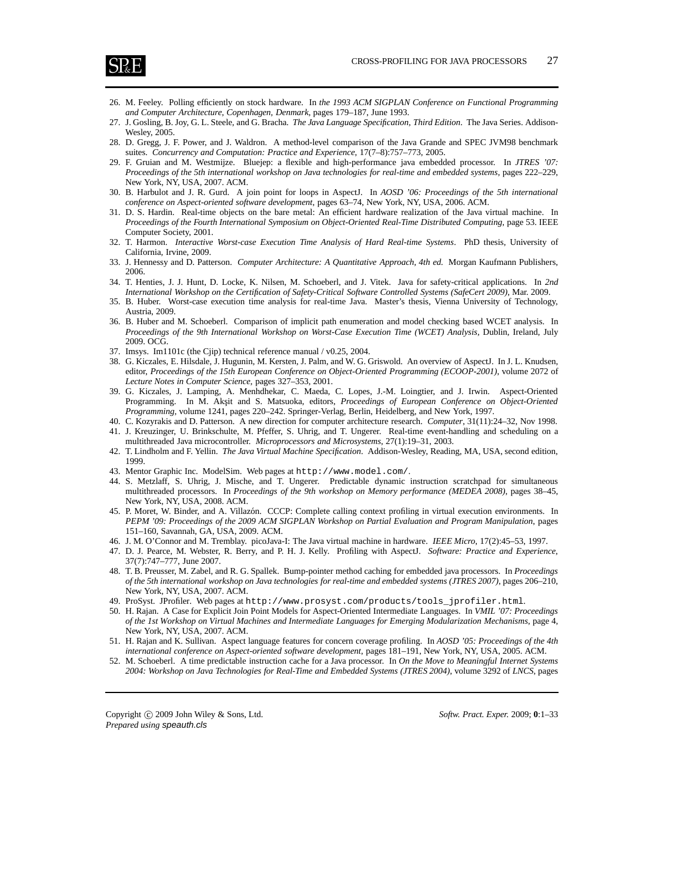26. M. Feeley. Polling efficiently on stock hardware. In *the 1993 ACM SIGPLAN Conference on Functional Programming and Computer Architecture, Copenhagen, Denmark*, pages 179–187, June 1993.
27. J. Gosling, B. Joy, G. L. Steele, and G. Bracha. *The Java Language Specification, Third Edition*. The Java Series. Addison-Wesley, 2005.
28. D. Gregg, J. F. Power, and J. Waldron. A method-level comparison of the Java Grande and SPEC JVM98 benchmark suites. *Concurrency and Computation: Practice and Experience*, 17(7–8):757–773, 2005.
29. F. Gruian and M. Westmijze. Bluejep: a flexible and high-performance java embedded processor. In *JTRES '07: Proceedings of the 5th international workshop on Java technologies for real-time and embedded systems*, pages 222–229, New York, NY, USA, 2007. ACM.
30. B. Harbulot and J. R. Gurd. A join point for loops in AspectJ. In *AOSD '06: Proceedings of the 5th international conference on Aspect-oriented software development*, pages 63–74, New York, NY, USA, 2006. ACM.
31. D. S. Hardin. Real-time objects on the bare metal: An efficient hardware realization of the Java virtual machine. In *Proceedings of the Fourth International Symposium on Object-Oriented Real-Time Distributed Computing*, page 53. IEEE Computer Society, 2001.
32. T. Harmon. *Interactive Worst-case Execution Time Analysis of Hard Real-time Systems*. PhD thesis, University of California, Irvine, 2009.
33. J. Hennessy and D. Patterson. *Computer Architecture: A Quantitative Approach, 4th ed.* Morgan Kaufmann Publishers, 2006.
34. T. Henties, J. J. Hunt, D. Locke, K. Nilsen, M. Schoeberl, and J. Vitek. Java for safety-critical applications. In *2nd International Workshop on the Certification of Safety-Critical Software Controlled Systems (SafeCert 2009)*, Mar. 2009.
35. B. Huber. Worst-case execution time analysis for real-time Java. Master's thesis, Vienna University of Technology, Austria, 2009.
36. B. Huber and M. Schoeberl. Comparison of implicit path enumeration and model checking based WCET analysis. In *Proceedings of the 9th International Workshop on Worst-Case Execution Time (WCET) Analysis*, Dublin, Ireland, July 2009. OCG.
37. Imsys. Im1101c (the Cjip) technical reference manual / v0.25, 2004.
38. G. Kiczales, E. Hilsdale, J. Hugunin, M. Kersten, J. Palm, and W. G. Griswold. An overview of AspectJ. In J. L. Knudsen, editor, *Proceedings of the 15th European Conference on Object-Oriented Programming (ECOOP-2001)*, volume 2072 of *Lecture Notes in Computer Science*, pages 327–353, 2001.
39. G. Kiczales, J. Lamping, A. Menhdhekar, C. Maeda, C. Lopes, J.-M. Loingtier, and J. Irwin. Aspect-Oriented Programming. In M. Akşit and S. Matsuoka, editors, *Proceedings of European Conference on Object-Oriented Programming*, volume 1241, pages 220–242. Springer-Verlag, Berlin, Heidelberg, and New York, 1997.
40. C. Kozyrakis and D. Patterson. A new direction for computer architecture research. *Computer*, 31(11):24–32, Nov 1998.
41. J. Kreuzinger, U. Brinkschulte, M. Pfeffer, S. Uhrig, and T. Ungerer. Real-time event-handling and scheduling on a multithreaded Java microcontroller. *Microprocessors and Microsystems*, 27(1):19–31, 2003.
42. T. Lindholm and F. Yellin. *The Java Virtual Machine Specification*. Addison-Wesley, Reading, MA, USA, second edition, 1999.
43. Mentor Graphic Inc. ModelSim. Web pages at `http://www.model.com/`.
44. S. Metzlaff, S. Uhrig, J. Mische, and T. Ungerer. Predictable dynamic instruction scratchpad for simultaneous multithreaded processors. In *Proceedings of the 9th workshop on Memory performance (MEDEA 2008)*, pages 38–45, New York, NY, USA, 2008. ACM.
45. P. Moret, W. Binder, and A. Villazón. CCCP: Complete calling context profiling in virtual execution environments. In *PEPM '09: Proceedings of the 2009 ACM SIGPLAN Workshop on Partial Evaluation and Program Manipulation*, pages 151–160, Savannah, GA, USA, 2009. ACM.
46. J. M. O'Connor and M. Tremblay. picoJava-I: The Java virtual machine in hardware. *IEEE Micro*, 17(2):45–53, 1997.
47. D. J. Pearce, M. Webster, R. Berry, and P. H. J. Kelly. Profiling with AspectJ. *Software: Practice and Experience*, 37(7):747–777, June 2007.
48. T. B. Preusser, M. Zabel, and R. G. Spallek. Bump-pointer method caching for embedded java processors. In *Proceedings of the 5th international workshop on Java technologies for real-time and embedded systems (JTRES 2007)*, pages 206–210, New York, NY, USA, 2007. ACM.
49. ProSyst. JProfiler. Web pages at `http://www.prosyst.com/products/tools_jprofiler.html`.
50. H. Rajan. A Case for Explicit Join Point Models for Aspect-Oriented Intermediate Languages. In *VMIL '07: Proceedings of the 1st Workshop on Virtual Machines and Intermediate Languages for Emerging Modularization Mechanisms*, page 4, New York, NY, USA, 2007. ACM.
51. H. Rajan and K. Sullivan. Aspect language features for concern coverage profiling. In *AOSD '05: Proceedings of the 4th international conference on Aspect-oriented software development*, pages 181–191, New York, NY, USA, 2005. ACM.
52. M. Schoeberl. A time predictable instruction cache for a Java processor. In *On the Move to Meaningful Internet Systems 2004: Workshop on Java Technologies for Real-Time and Embedded Systems (JTRES 2004)*, volume 3292 of *LNCS*, pages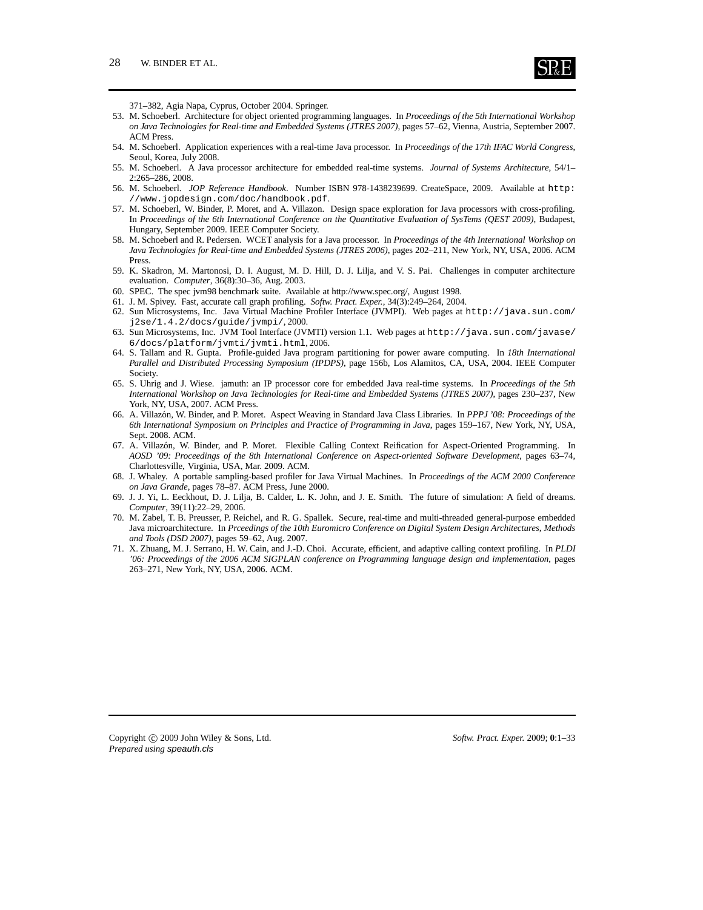371–382, Agia Napa, Cyprus, October 2004. Springer.

53. M. Schoeberl. Architecture for object oriented programming languages. In *Proceedings of the 5th International Workshop on Java Technologies for Real-time and Embedded Systems (JTRES 2007)*, pages 57–62, Vienna, Austria, September 2007. ACM Press.
54. M. Schoeberl. Application experiences with a real-time Java processor. In *Proceedings of the 17th IFAC World Congress*, Seoul, Korea, July 2008.
55. M. Schoeberl. A Java processor architecture for embedded real-time systems. *Journal of Systems Architecture*, 54/1–2:265–286, 2008.
56. M. Schoeberl. *JOP Reference Handbook*. Number ISBN 978-1438239699. CreateSpace, 2009. Available at `http://www.jopdesign.com/doc/handbook.pdf`.
57. M. Schoeberl, W. Binder, P. Moret, and A. Villazon. Design space exploration for Java processors with cross-profiling. In *Proceedings of the 6th International Conference on the Quantitative Evaluation of SysTems (QEST 2009)*, Budapest, Hungary, September 2009. IEEE Computer Society.
58. M. Schoeberl and R. Pedersen. WCET analysis for a Java processor. In *Proceedings of the 4th International Workshop on Java Technologies for Real-time and Embedded Systems (JTRES 2006)*, pages 202–211, New York, NY, USA, 2006. ACM Press.
59. K. Skadron, M. Martonosi, D. I. August, M. D. Hill, D. J. Lilja, and V. S. Pai. Challenges in computer architecture evaluation. *Computer*, 36(8):30–36, Aug. 2003.
60. SPEC. The spec jvm98 benchmark suite. Available at http://www.spec.org/, August 1998.
61. J. M. Spivey. Fast, accurate call graph profiling. *Softw. Pract. Exper.*, 34(3):249–264, 2004.
62. Sun Microsystems, Inc. Java Virtual Machine Profiler Interface (JVMPI). Web pages at `http://java.sun.com/j2se/1.4.2/docs/guide/jvmpi/`, 2000.
63. Sun Microsystems, Inc. JVM Tool Interface (JVMTI) version 1.1. Web pages at `http://java.sun.com/javase/6/docs/platform/jvmti/jvmti.html`, 2006.
64. S. Tallam and R. Gupta. Profile-guided Java program partitioning for power aware computing. In *18th International Parallel and Distributed Processing Symposium (IPDPS)*, page 156b, Los Alamitos, CA, USA, 2004. IEEE Computer Society.
65. S. Uhrig and J. Wiese. jamuth: an IP processor core for embedded Java real-time systems. In *Proceedings of the 5th International Workshop on Java Technologies for Real-time and Embedded Systems (JTRES 2007)*, pages 230–237, New York, NY, USA, 2007. ACM Press.
66. A. Villazón, W. Binder, and P. Moret. Aspect Weaving in Standard Java Class Libraries. In *PPPJ '08: Proceedings of the 6th International Symposium on Principles and Practice of Programming in Java*, pages 159–167, New York, NY, USA, Sept. 2008. ACM.
67. A. Villazón, W. Binder, and P. Moret. Flexible Calling Context Reification for Aspect-Oriented Programming. In *AOSD '09: Proceedings of the 8th International Conference on Aspect-oriented Software Development*, pages 63–74, Charlottesville, Virginia, USA, Mar. 2009. ACM.
68. J. Whaley. A portable sampling-based profiler for Java Virtual Machines. In *Proceedings of the ACM 2000 Conference on Java Grande*, pages 78–87. ACM Press, June 2000.
69. J. J. Yi, L. Eeckhout, D. J. Lilja, B. Calder, L. K. John, and J. E. Smith. The future of simulation: A field of dreams. *Computer*, 39(11):22–29, 2006.
70. M. Zabel, T. B. Preusser, P. Reichel, and R. G. Spallek. Secure, real-time and multi-threaded general-purpose embedded Java microarchitecture. In *Prceedings of the 10th Euromicro Conference on Digital System Design Architectures, Methods and Tools (DSD 2007)*, pages 59–62, Aug. 2007.
71. X. Zhuang, M. J. Serrano, H. W. Cain, and J.-D. Choi. Accurate, efficient, and adaptive calling context profiling. In *PLDI '06: Proceedings of the 2006 ACM SIGPLAN conference on Programming language design and implementation*, pages 263–271, New York, NY, USA, 2006. ACM.